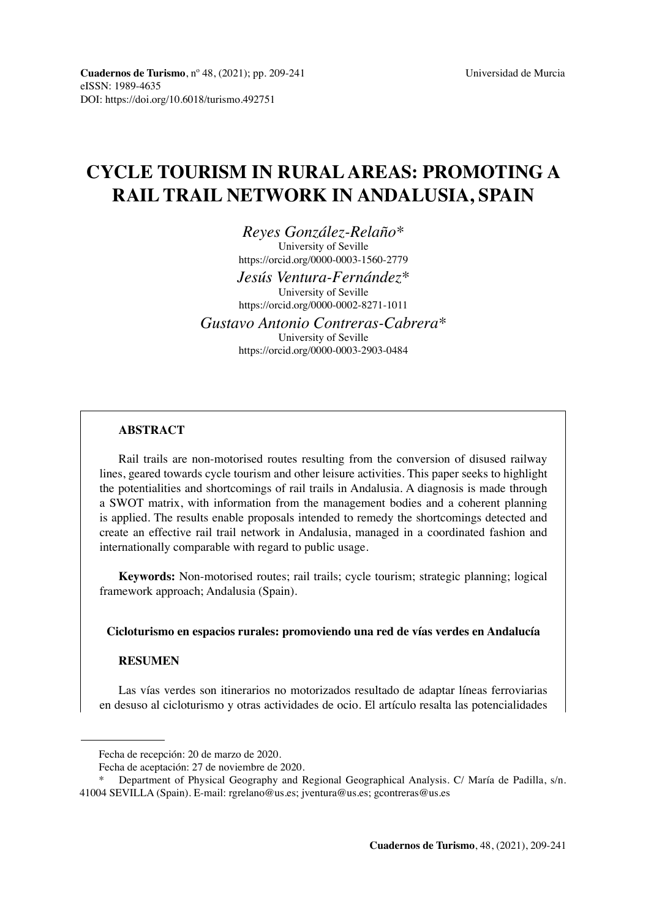**Cuadernos de Turismo**, nº 48, (2021); pp. 209-241
eISSN: 1989-4635
DOI: https://doi.org/10.6018/turismo.492751

Universidad de Murcia

# CYCLE TOURISM IN RURAL AREAS: PROMOTING A RAIL TRAIL NETWORK IN ANDALUSIA, SPAIN

*Reyes González-Relaño**
University of Seville
https://orcid.org/0000-0003-1560-2779

*Jesús Ventura-Fernández**
University of Seville
https://orcid.org/0000-0002-8271-1011

*Gustavo Antonio Contreras-Cabrera**
University of Seville
https://orcid.org/0000-0003-2903-0484

**ABSTRACT**

Rail trails are non-motorised routes resulting from the conversion of disused railway lines, geared towards cycle tourism and other leisure activities. This paper seeks to highlight the potentialities and shortcomings of rail trails in Andalusia. A diagnosis is made through a SWOT matrix, with information from the management bodies and a coherent planning is applied. The results enable proposals intended to remedy the shortcomings detected and create an effective rail trail network in Andalusia, managed in a coordinated fashion and internationally comparable with regard to public usage.

**Keywords:** Non-motorised routes; rail trails; cycle tourism; strategic planning; logical framework approach; Andalusia (Spain).

**Cicloturismo en espacios rurales: promoviendo una red de vías verdes en Andalucía**

**RESUMEN**

Las vías verdes son itinerarios no motorizados resultado de adaptar líneas ferroviarias en desuso al cicloturismo y otras actividades de ocio. El artículo resalta las potencialidades

---

Fecha de recepción: 20 de marzo de 2020.

Fecha de aceptación: 27 de noviembre de 2020.

\* Department of Physical Geography and Regional Geographical Analysis. C/ María de Padilla, s/n. 41004 SEVILLA (Spain). E-mail: rgrelano@us.es; jventura@us.es; gcontreras@us.es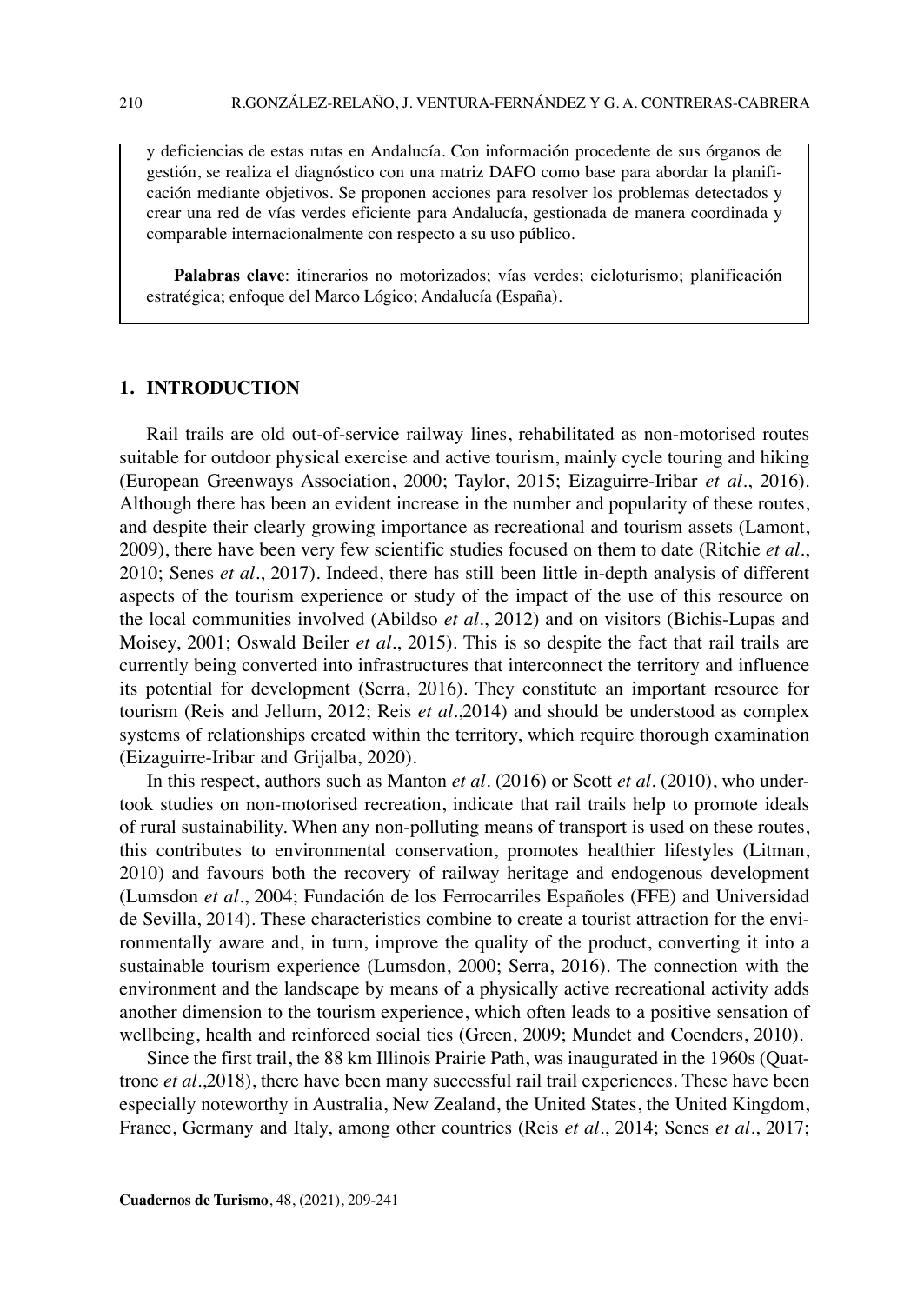y deficiencias de estas rutas en Andalucía. Con información procedente de sus órganos de gestión, se realiza el diagnóstico con una matriz DAFO como base para abordar la planificación mediante objetivos. Se proponen acciones para resolver los problemas detectados y crear una red de vías verdes eficiente para Andalucía, gestionada de manera coordinada y comparable internacionalmente con respecto a su uso público.

**Palabras clave**: itinerarios no motorizados; vías verdes; cicloturismo; planificación estratégica; enfoque del Marco Lógico; Andalucía (España).

## 1. INTRODUCTION

Rail trails are old out-of-service railway lines, rehabilitated as non-motorised routes suitable for outdoor physical exercise and active tourism, mainly cycle touring and hiking (European Greenways Association, 2000; Taylor, 2015; Eizaguirre-Iribar *et al*., 2016). Although there has been an evident increase in the number and popularity of these routes, and despite their clearly growing importance as recreational and tourism assets (Lamont, 2009), there have been very few scientific studies focused on them to date (Ritchie *et al*., 2010; Senes *et al*., 2017). Indeed, there has still been little in-depth analysis of different aspects of the tourism experience or study of the impact of the use of this resource on the local communities involved (Abildso *et al*., 2012) and on visitors (Bichis-Lupas and Moisey, 2001; Oswald Beiler *et al*., 2015). This is so despite the fact that rail trails are currently being converted into infrastructures that interconnect the territory and influence its potential for development (Serra, 2016). They constitute an important resource for tourism (Reis and Jellum, 2012; Reis *et al*.,2014) and should be understood as complex systems of relationships created within the territory, which require thorough examination (Eizaguirre-Iribar and Grijalba, 2020).

In this respect, authors such as Manton *et al*. (2016) or Scott *et al*. (2010), who undertook studies on non-motorised recreation, indicate that rail trails help to promote ideals of rural sustainability. When any non-polluting means of transport is used on these routes, this contributes to environmental conservation, promotes healthier lifestyles (Litman, 2010) and favours both the recovery of railway heritage and endogenous development (Lumsdon *et al*., 2004; Fundación de los Ferrocarriles Españoles (FFE) and Universidad de Sevilla, 2014). These characteristics combine to create a tourist attraction for the environmentally aware and, in turn, improve the quality of the product, converting it into a sustainable tourism experience (Lumsdon, 2000; Serra, 2016). The connection with the environment and the landscape by means of a physically active recreational activity adds another dimension to the tourism experience, which often leads to a positive sensation of wellbeing, health and reinforced social ties (Green, 2009; Mundet and Coenders, 2010).

Since the first trail, the 88 km Illinois Prairie Path, was inaugurated in the 1960s (Quattrone *et al*.,2018), there have been many successful rail trail experiences. These have been especially noteworthy in Australia, New Zealand, the United States, the United Kingdom, France, Germany and Italy, among other countries (Reis *et al*., 2014; Senes *et al*., 2017;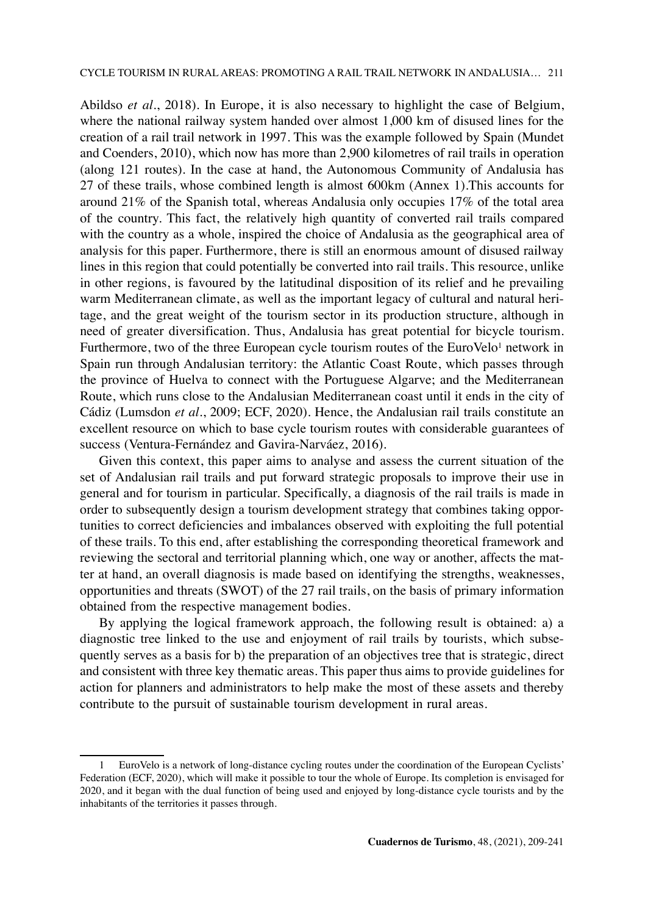Abildso *et al*., 2018). In Europe, it is also necessary to highlight the case of Belgium, where the national railway system handed over almost 1,000 km of disused lines for the creation of a rail trail network in 1997. This was the example followed by Spain (Mundet and Coenders, 2010), which now has more than 2,900 kilometres of rail trails in operation (along 121 routes). In the case at hand, the Autonomous Community of Andalusia has 27 of these trails, whose combined length is almost 600km (Annex 1).This accounts for around 21% of the Spanish total, whereas Andalusia only occupies 17% of the total area of the country. This fact, the relatively high quantity of converted rail trails compared with the country as a whole, inspired the choice of Andalusia as the geographical area of analysis for this paper. Furthermore, there is still an enormous amount of disused railway lines in this region that could potentially be converted into rail trails. This resource, unlike in other regions, is favoured by the latitudinal disposition of its relief and he prevailing warm Mediterranean climate, as well as the important legacy of cultural and natural heritage, and the great weight of the tourism sector in its production structure, although in need of greater diversification. Thus, Andalusia has great potential for bicycle tourism. Furthermore, two of the three European cycle tourism routes of the EuroVelo[1] network in Spain run through Andalusian territory: the Atlantic Coast Route, which passes through the province of Huelva to connect with the Portuguese Algarve; and the Mediterranean Route, which runs close to the Andalusian Mediterranean coast until it ends in the city of Cádiz (Lumsdon *et al*., 2009; ECF, 2020). Hence, the Andalusian rail trails constitute an excellent resource on which to base cycle tourism routes with considerable guarantees of success (Ventura-Fernández and Gavira-Narváez, 2016).

Given this context, this paper aims to analyse and assess the current situation of the set of Andalusian rail trails and put forward strategic proposals to improve their use in general and for tourism in particular. Specifically, a diagnosis of the rail trails is made in order to subsequently design a tourism development strategy that combines taking opportunities to correct deficiencies and imbalances observed with exploiting the full potential of these trails. To this end, after establishing the corresponding theoretical framework and reviewing the sectoral and territorial planning which, one way or another, affects the matter at hand, an overall diagnosis is made based on identifying the strengths, weaknesses, opportunities and threats (SWOT) of the 27 rail trails, on the basis of primary information obtained from the respective management bodies.

By applying the logical framework approach, the following result is obtained: a) a diagnostic tree linked to the use and enjoyment of rail trails by tourists, which subsequently serves as a basis for b) the preparation of an objectives tree that is strategic, direct and consistent with three key thematic areas. This paper thus aims to provide guidelines for action for planners and administrators to help make the most of these assets and thereby contribute to the pursuit of sustainable tourism development in rural areas.

---

1 EuroVelo is a network of long-distance cycling routes under the coordination of the European Cyclists' Federation (ECF, 2020), which will make it possible to tour the whole of Europe. Its completion is envisaged for 2020, and it began with the dual function of being used and enjoyed by long-distance cycle tourists and by the inhabitants of the territories it passes through.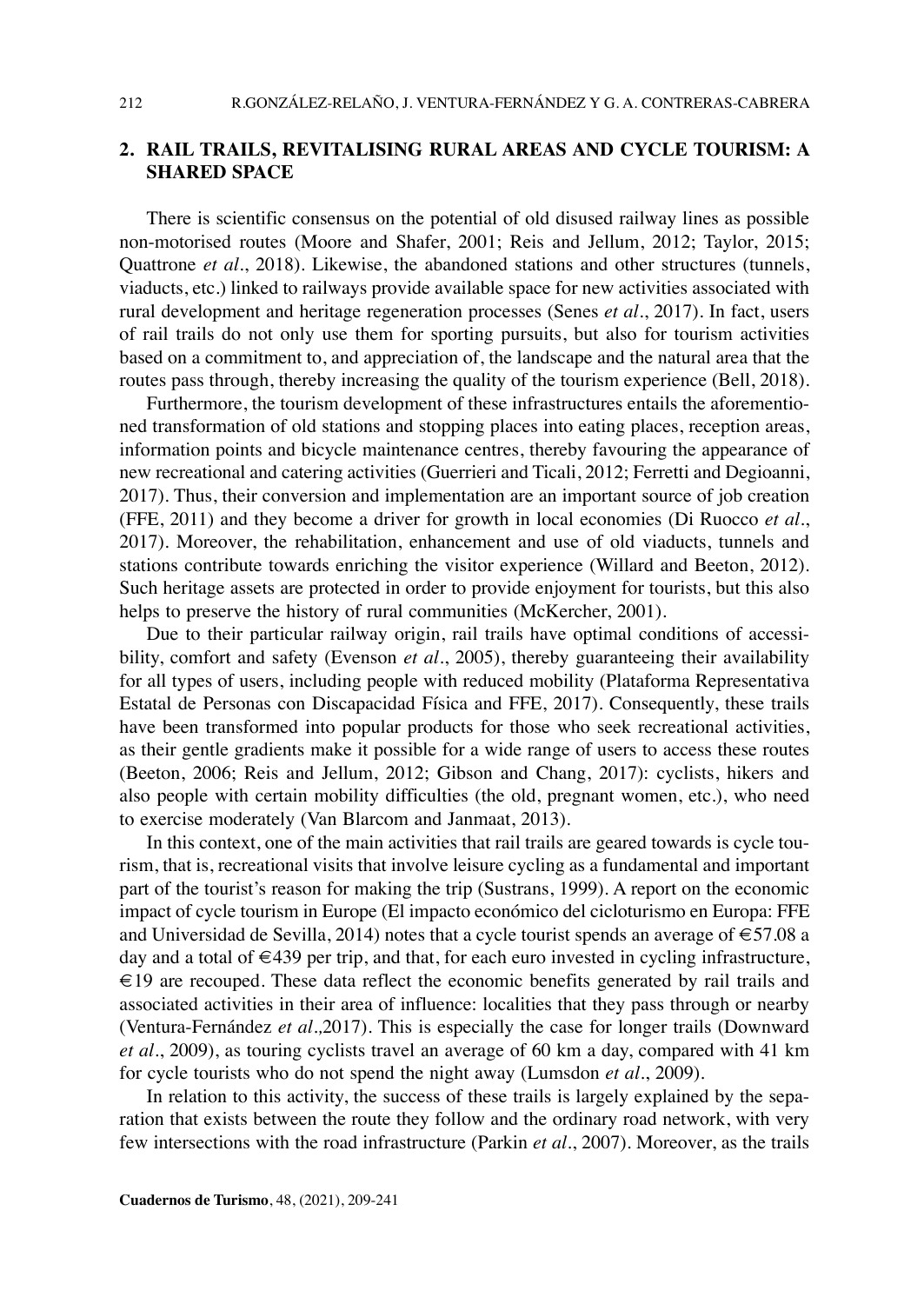## 2. RAIL TRAILS, REVITALISING RURAL AREAS AND CYCLE TOURISM: A SHARED SPACE

There is scientific consensus on the potential of old disused railway lines as possible non-motorised routes (Moore and Shafer, 2001; Reis and Jellum, 2012; Taylor, 2015; Quattrone *et al*., 2018). Likewise, the abandoned stations and other structures (tunnels, viaducts, etc.) linked to railways provide available space for new activities associated with rural development and heritage regeneration processes (Senes *et al*., 2017). In fact, users of rail trails do not only use them for sporting pursuits, but also for tourism activities based on a commitment to, and appreciation of, the landscape and the natural area that the routes pass through, thereby increasing the quality of the tourism experience (Bell, 2018).

Furthermore, the tourism development of these infrastructures entails the aforementioned transformation of old stations and stopping places into eating places, reception areas, information points and bicycle maintenance centres, thereby favouring the appearance of new recreational and catering activities (Guerrieri and Ticali, 2012; Ferretti and Degioanni, 2017). Thus, their conversion and implementation are an important source of job creation (FFE, 2011) and they become a driver for growth in local economies (Di Ruocco *et al*., 2017). Moreover, the rehabilitation, enhancement and use of old viaducts, tunnels and stations contribute towards enriching the visitor experience (Willard and Beeton, 2012). Such heritage assets are protected in order to provide enjoyment for tourists, but this also helps to preserve the history of rural communities (McKercher, 2001).

Due to their particular railway origin, rail trails have optimal conditions of accessibility, comfort and safety (Evenson *et al*., 2005), thereby guaranteeing their availability for all types of users, including people with reduced mobility (Plataforma Representativa Estatal de Personas con Discapacidad Física and FFE, 2017). Consequently, these trails have been transformed into popular products for those who seek recreational activities, as their gentle gradients make it possible for a wide range of users to access these routes (Beeton, 2006; Reis and Jellum, 2012; Gibson and Chang, 2017): cyclists, hikers and also people with certain mobility difficulties (the old, pregnant women, etc.), who need to exercise moderately (Van Blarcom and Janmaat, 2013).

In this context, one of the main activities that rail trails are geared towards is cycle tourism, that is, recreational visits that involve leisure cycling as a fundamental and important part of the tourist's reason for making the trip (Sustrans, 1999). A report on the economic impact of cycle tourism in Europe (El impacto económico del cicloturismo en Europa: FFE and Universidad de Sevilla, 2014) notes that a cycle tourist spends an average of €57.08 a day and a total of €439 per trip, and that, for each euro invested in cycling infrastructure, €19 are recouped. These data reflect the economic benefits generated by rail trails and associated activities in their area of influence: localities that they pass through or nearby (Ventura-Fernández *et al*.,2017). This is especially the case for longer trails (Downward *et al*., 2009), as touring cyclists travel an average of 60 km a day, compared with 41 km for cycle tourists who do not spend the night away (Lumsdon *et al*., 2009).

In relation to this activity, the success of these trails is largely explained by the separation that exists between the route they follow and the ordinary road network, with very few intersections with the road infrastructure (Parkin *et al*., 2007). Moreover, as the trails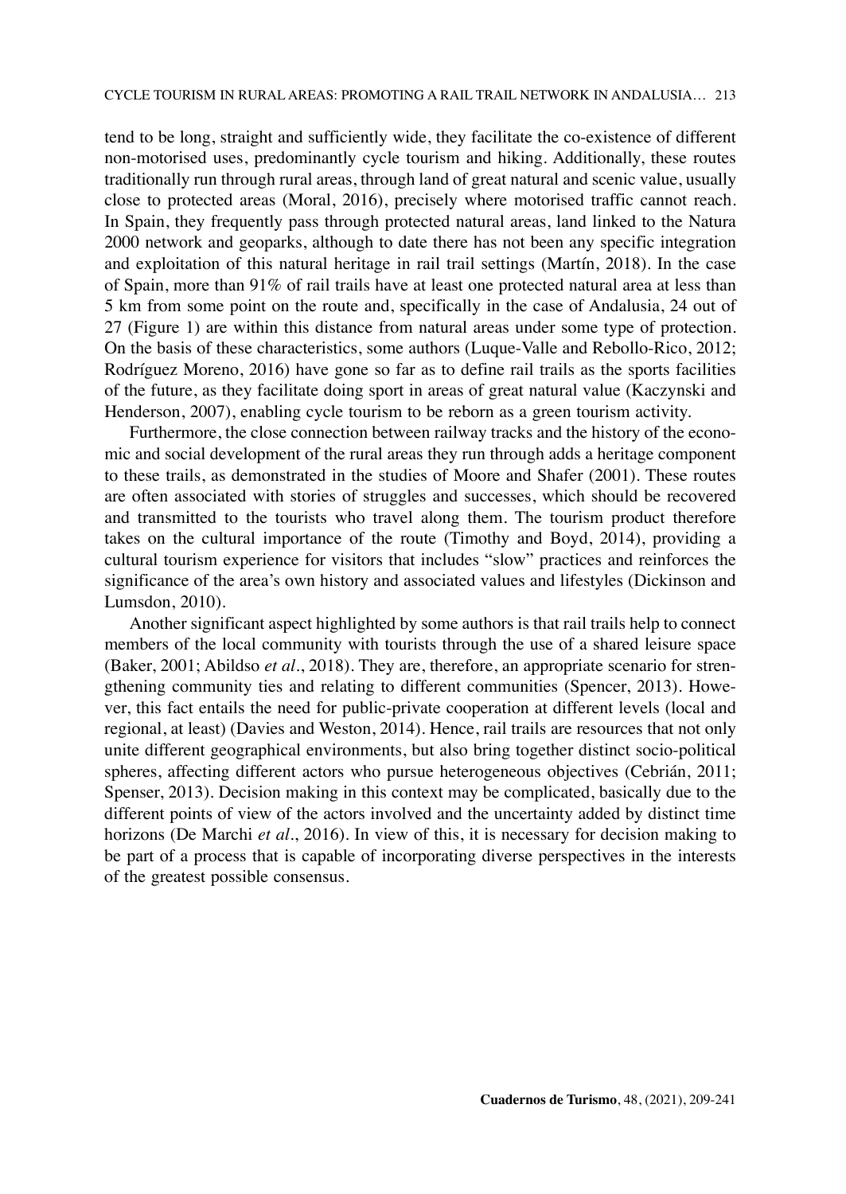tend to be long, straight and sufficiently wide, they facilitate the co-existence of different non-motorised uses, predominantly cycle tourism and hiking. Additionally, these routes traditionally run through rural areas, through land of great natural and scenic value, usually close to protected areas (Moral, 2016), precisely where motorised traffic cannot reach. In Spain, they frequently pass through protected natural areas, land linked to the Natura 2000 network and geoparks, although to date there has not been any specific integration and exploitation of this natural heritage in rail trail settings (Martín, 2018). In the case of Spain, more than 91% of rail trails have at least one protected natural area at less than 5 km from some point on the route and, specifically in the case of Andalusia, 24 out of 27 (Figure 1) are within this distance from natural areas under some type of protection. On the basis of these characteristics, some authors (Luque-Valle and Rebollo-Rico, 2012; Rodríguez Moreno, 2016) have gone so far as to define rail trails as the sports facilities of the future, as they facilitate doing sport in areas of great natural value (Kaczynski and Henderson, 2007), enabling cycle tourism to be reborn as a green tourism activity.

Furthermore, the close connection between railway tracks and the history of the economic and social development of the rural areas they run through adds a heritage component to these trails, as demonstrated in the studies of Moore and Shafer (2001). These routes are often associated with stories of struggles and successes, which should be recovered and transmitted to the tourists who travel along them. The tourism product therefore takes on the cultural importance of the route (Timothy and Boyd, 2014), providing a cultural tourism experience for visitors that includes "slow" practices and reinforces the significance of the area's own history and associated values and lifestyles (Dickinson and Lumsdon, 2010).

Another significant aspect highlighted by some authors is that rail trails help to connect members of the local community with tourists through the use of a shared leisure space (Baker, 2001; Abildso *et al*., 2018). They are, therefore, an appropriate scenario for strengthening community ties and relating to different communities (Spencer, 2013). However, this fact entails the need for public-private cooperation at different levels (local and regional, at least) (Davies and Weston, 2014). Hence, rail trails are resources that not only unite different geographical environments, but also bring together distinct socio-political spheres, affecting different actors who pursue heterogeneous objectives (Cebrián, 2011; Spenser, 2013). Decision making in this context may be complicated, basically due to the different points of view of the actors involved and the uncertainty added by distinct time horizons (De Marchi *et al*., 2016). In view of this, it is necessary for decision making to be part of a process that is capable of incorporating diverse perspectives in the interests of the greatest possible consensus.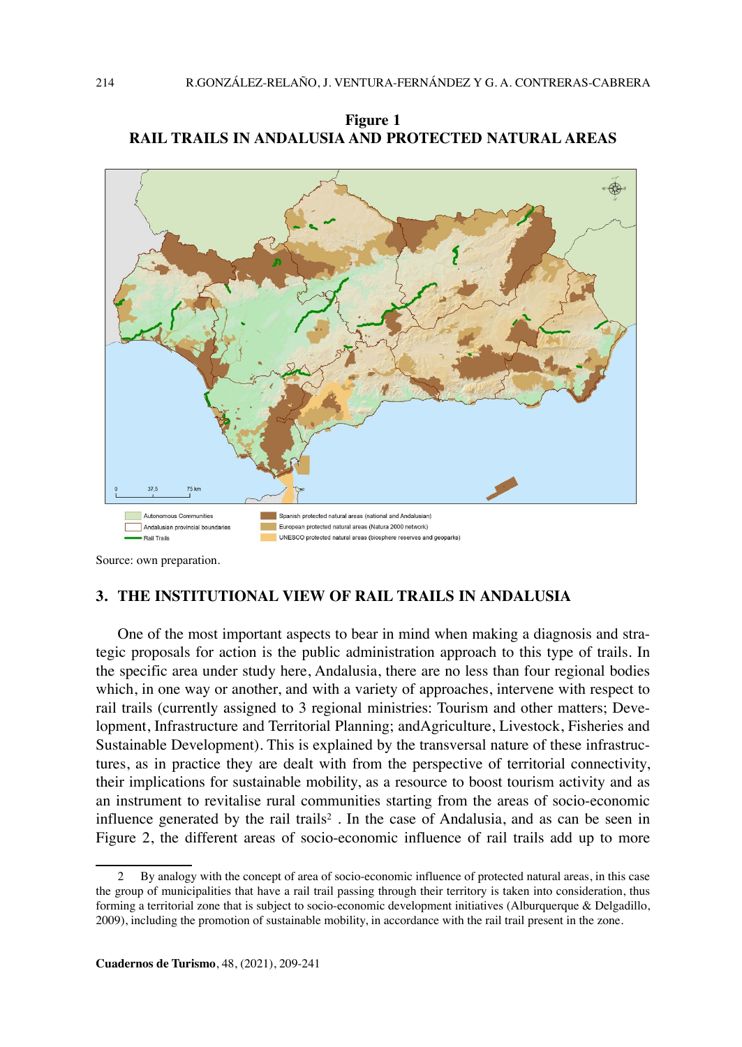**Figure 1**
**RAIL TRAILS IN ANDALUSIA AND PROTECTED NATURAL AREAS**

Source: own preparation.

## 3. THE INSTITUTIONAL VIEW OF RAIL TRAILS IN ANDALUSIA

One of the most important aspects to bear in mind when making a diagnosis and strategic proposals for action is the public administration approach to this type of trails. In the specific area under study here, Andalusia, there are no less than four regional bodies which, in one way or another, and with a variety of approaches, intervene with respect to rail trails (currently assigned to 3 regional ministries: Tourism and other matters; Development, Infrastructure and Territorial Planning; andAgriculture, Livestock, Fisheries and Sustainable Development). This is explained by the transversal nature of these infrastructures, as in practice they are dealt with from the perspective of territorial connectivity, their implications for sustainable mobility, as a resource to boost tourism activity and as an instrument to revitalise rural communities starting from the areas of socio-economic influence generated by the rail trails[2] . In the case of Andalusia, and as can be seen in Figure 2, the different areas of socio-economic influence of rail trails add up to more

[2] By analogy with the concept of area of socio-economic influence of protected natural areas, in this case the group of municipalities that have a rail trail passing through their territory is taken into consideration, thus forming a territorial zone that is subject to socio-economic development initiatives (Alburquerque & Delgadillo, 2009), including the promotion of sustainable mobility, in accordance with the rail trail present in the zone.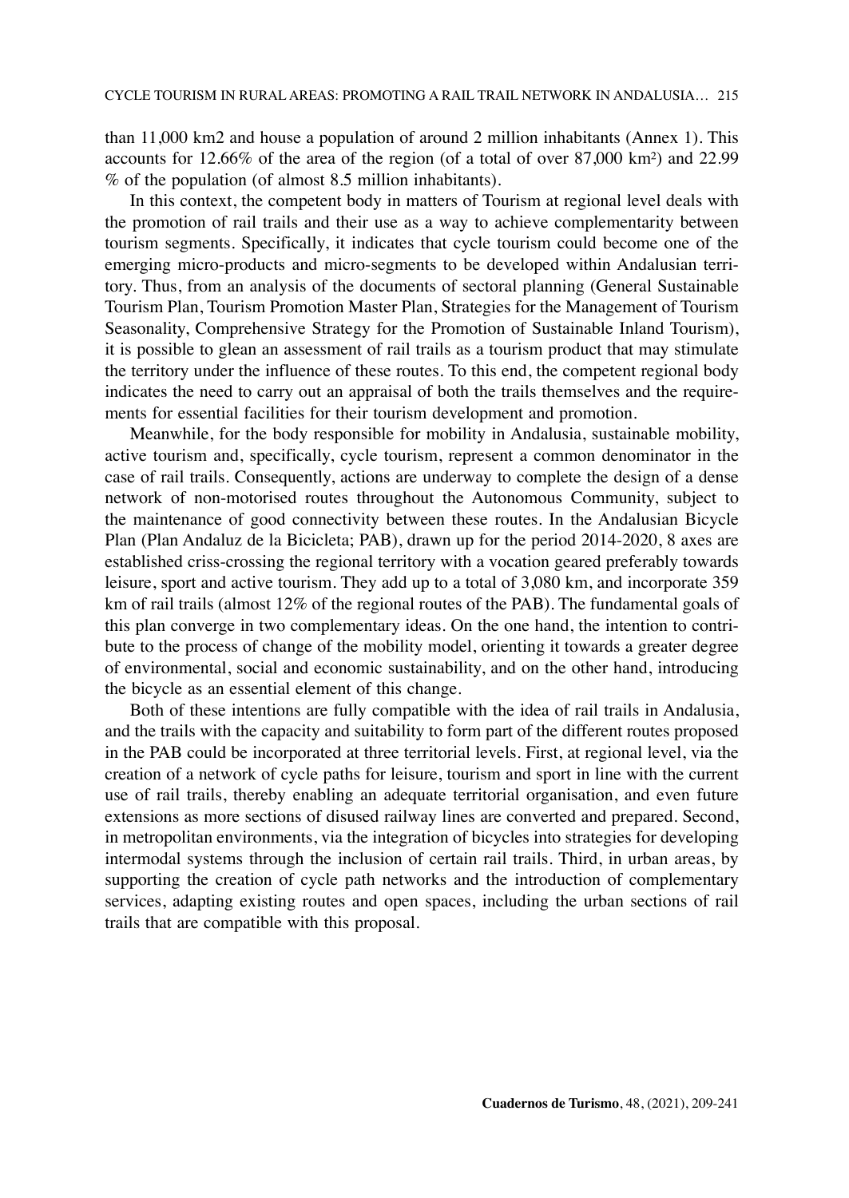than 11,000 km2 and house a population of around 2 million inhabitants (Annex 1). This accounts for 12.66% of the area of the region (of a total of over 87,000 km²) and 22.99 % of the population (of almost 8.5 million inhabitants).

In this context, the competent body in matters of Tourism at regional level deals with the promotion of rail trails and their use as a way to achieve complementarity between tourism segments. Specifically, it indicates that cycle tourism could become one of the emerging micro-products and micro-segments to be developed within Andalusian territory. Thus, from an analysis of the documents of sectoral planning (General Sustainable Tourism Plan, Tourism Promotion Master Plan, Strategies for the Management of Tourism Seasonality, Comprehensive Strategy for the Promotion of Sustainable Inland Tourism), it is possible to glean an assessment of rail trails as a tourism product that may stimulate the territory under the influence of these routes. To this end, the competent regional body indicates the need to carry out an appraisal of both the trails themselves and the requirements for essential facilities for their tourism development and promotion.

Meanwhile, for the body responsible for mobility in Andalusia, sustainable mobility, active tourism and, specifically, cycle tourism, represent a common denominator in the case of rail trails. Consequently, actions are underway to complete the design of a dense network of non-motorised routes throughout the Autonomous Community, subject to the maintenance of good connectivity between these routes. In the Andalusian Bicycle Plan (Plan Andaluz de la Bicicleta; PAB), drawn up for the period 2014-2020, 8 axes are established criss-crossing the regional territory with a vocation geared preferably towards leisure, sport and active tourism. They add up to a total of 3,080 km, and incorporate 359 km of rail trails (almost 12% of the regional routes of the PAB). The fundamental goals of this plan converge in two complementary ideas. On the one hand, the intention to contribute to the process of change of the mobility model, orienting it towards a greater degree of environmental, social and economic sustainability, and on the other hand, introducing the bicycle as an essential element of this change.

Both of these intentions are fully compatible with the idea of rail trails in Andalusia, and the trails with the capacity and suitability to form part of the different routes proposed in the PAB could be incorporated at three territorial levels. First, at regional level, via the creation of a network of cycle paths for leisure, tourism and sport in line with the current use of rail trails, thereby enabling an adequate territorial organisation, and even future extensions as more sections of disused railway lines are converted and prepared. Second, in metropolitan environments, via the integration of bicycles into strategies for developing intermodal systems through the inclusion of certain rail trails. Third, in urban areas, by supporting the creation of cycle path networks and the introduction of complementary services, adapting existing routes and open spaces, including the urban sections of rail trails that are compatible with this proposal.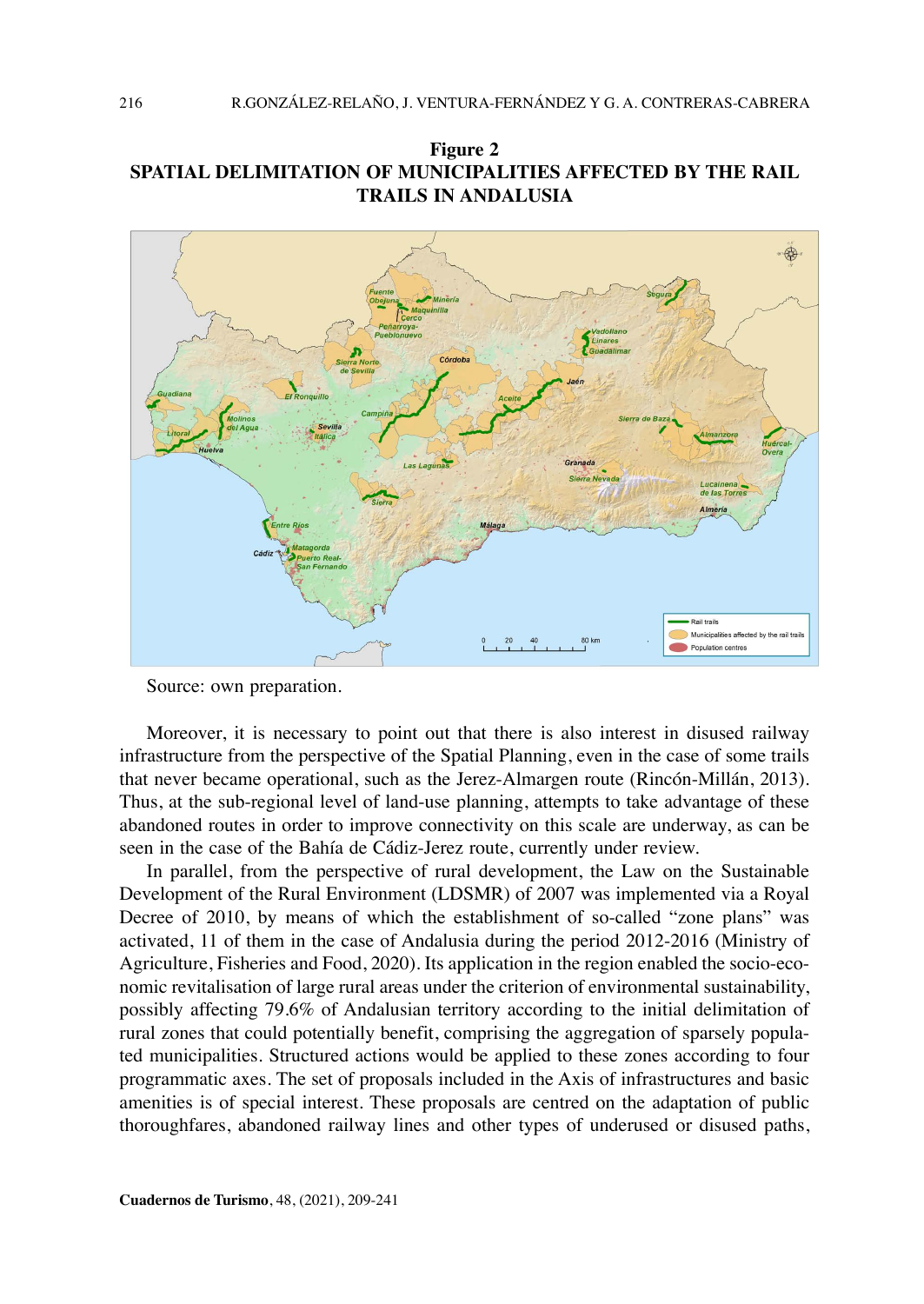**Figure 2**
**SPATIAL DELIMITATION OF MUNICIPALITIES AFFECTED BY THE RAIL TRAILS IN ANDALUSIA**

Source: own preparation.

Moreover, it is necessary to point out that there is also interest in disused railway infrastructure from the perspective of the Spatial Planning, even in the case of some trails that never became operational, such as the Jerez-Almargen route (Rincón-Millán, 2013). Thus, at the sub-regional level of land-use planning, attempts to take advantage of these abandoned routes in order to improve connectivity on this scale are underway, as can be seen in the case of the Bahía de Cádiz-Jerez route, currently under review.

In parallel, from the perspective of rural development, the Law on the Sustainable Development of the Rural Environment (LDSMR) of 2007 was implemented via a Royal Decree of 2010, by means of which the establishment of so-called "zone plans" was activated, 11 of them in the case of Andalusia during the period 2012-2016 (Ministry of Agriculture, Fisheries and Food, 2020). Its application in the region enabled the socio-economic revitalisation of large rural areas under the criterion of environmental sustainability, possibly affecting 79.6% of Andalusian territory according to the initial delimitation of rural zones that could potentially benefit, comprising the aggregation of sparsely populated municipalities. Structured actions would be applied to these zones according to four programmatic axes. The set of proposals included in the Axis of infrastructures and basic amenities is of special interest. These proposals are centred on the adaptation of public thoroughfares, abandoned railway lines and other types of underused or disused paths,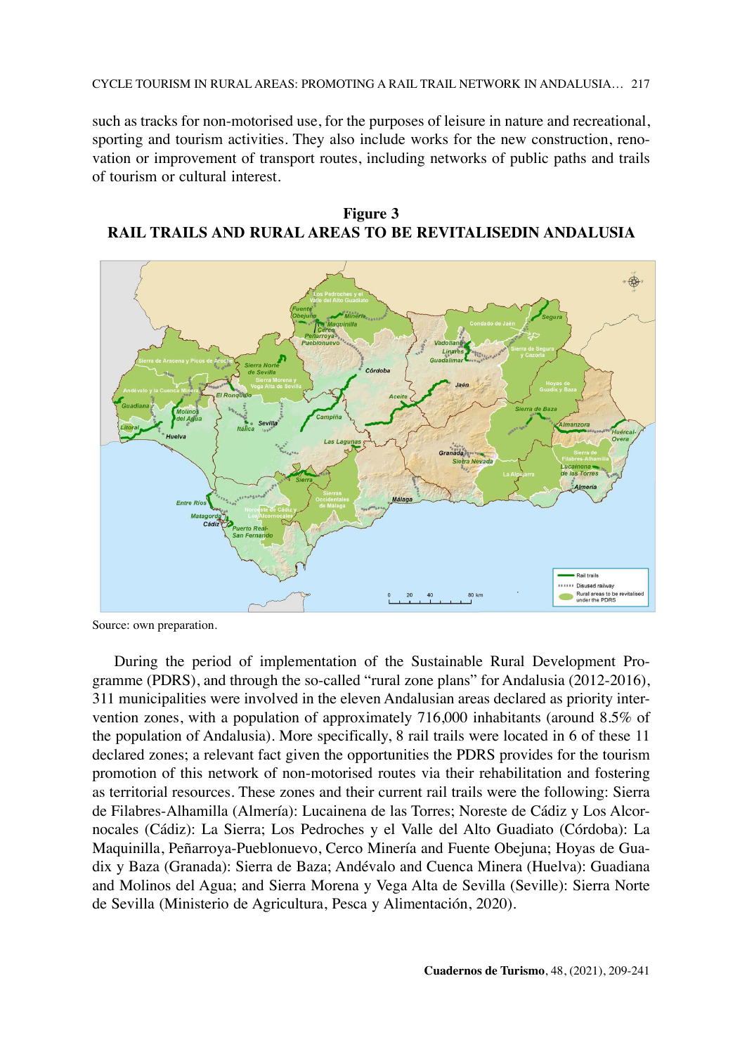such as tracks for non-motorised use, for the purposes of leisure in nature and recreational, sporting and tourism activities. They also include works for the new construction, renovation or improvement of transport routes, including networks of public paths and trails of tourism or cultural interest.

**Figure 3**
**RAIL TRAILS AND RURAL AREAS TO BE REVITALISEDIN ANDALUSIA**

Source: own preparation.

During the period of implementation of the Sustainable Rural Development Programme (PDRS), and through the so-called "rural zone plans" for Andalusia (2012-2016), 311 municipalities were involved in the eleven Andalusian areas declared as priority intervention zones, with a population of approximately 716,000 inhabitants (around 8.5% of the population of Andalusia). More specifically, 8 rail trails were located in 6 of these 11 declared zones; a relevant fact given the opportunities the PDRS provides for the tourism promotion of this network of non-motorised routes via their rehabilitation and fostering as territorial resources. These zones and their current rail trails were the following: Sierra de Filabres-Alhamilla (Almería): Lucainena de las Torres; Noreste de Cádiz y Los Alcornocales (Cádiz): La Sierra; Los Pedroches y el Valle del Alto Guadiato (Córdoba): La Maquinilla, Peñarroya-Pueblonuevo, Cerco Minería and Fuente Obejuna; Hoyas de Guadix y Baza (Granada): Sierra de Baza; Andévalo and Cuenca Minera (Huelva): Guadiana and Molinos del Agua; and Sierra Morena y Vega Alta de Sevilla (Seville): Sierra Norte de Sevilla (Ministerio de Agricultura, Pesca y Alimentación, 2020).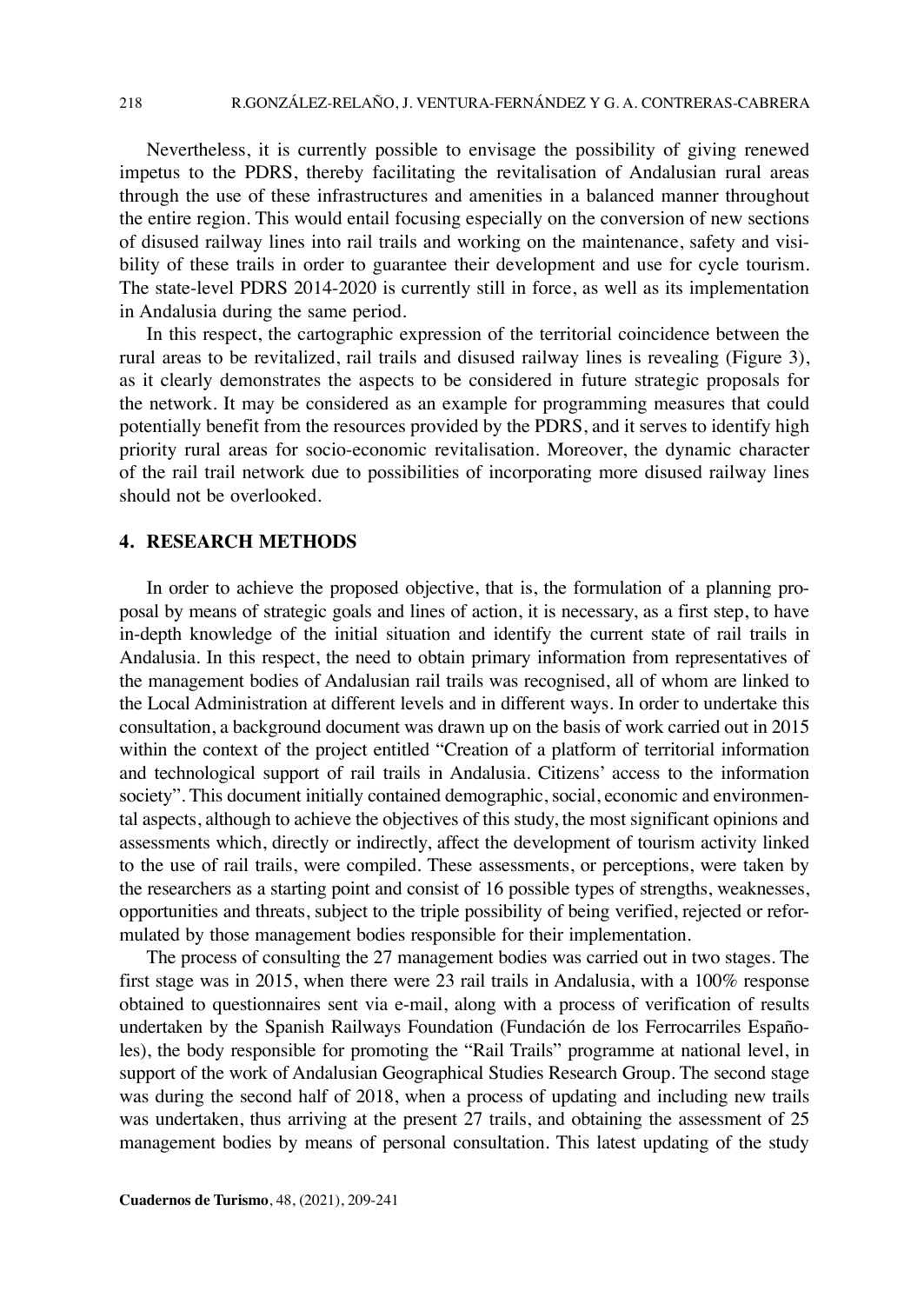Nevertheless, it is currently possible to envisage the possibility of giving renewed impetus to the PDRS, thereby facilitating the revitalisation of Andalusian rural areas through the use of these infrastructures and amenities in a balanced manner throughout the entire region. This would entail focusing especially on the conversion of new sections of disused railway lines into rail trails and working on the maintenance, safety and visibility of these trails in order to guarantee their development and use for cycle tourism. The state-level PDRS 2014-2020 is currently still in force, as well as its implementation in Andalusia during the same period.

In this respect, the cartographic expression of the territorial coincidence between the rural areas to be revitalized, rail trails and disused railway lines is revealing (Figure 3), as it clearly demonstrates the aspects to be considered in future strategic proposals for the network. It may be considered as an example for programming measures that could potentially benefit from the resources provided by the PDRS, and it serves to identify high priority rural areas for socio-economic revitalisation. Moreover, the dynamic character of the rail trail network due to possibilities of incorporating more disused railway lines should not be overlooked.

## 4. RESEARCH METHODS

In order to achieve the proposed objective, that is, the formulation of a planning proposal by means of strategic goals and lines of action, it is necessary, as a first step, to have in-depth knowledge of the initial situation and identify the current state of rail trails in Andalusia. In this respect, the need to obtain primary information from representatives of the management bodies of Andalusian rail trails was recognised, all of whom are linked to the Local Administration at different levels and in different ways. In order to undertake this consultation, a background document was drawn up on the basis of work carried out in 2015 within the context of the project entitled "Creation of a platform of territorial information and technological support of rail trails in Andalusia. Citizens' access to the information society". This document initially contained demographic, social, economic and environmental aspects, although to achieve the objectives of this study, the most significant opinions and assessments which, directly or indirectly, affect the development of tourism activity linked to the use of rail trails, were compiled. These assessments, or perceptions, were taken by the researchers as a starting point and consist of 16 possible types of strengths, weaknesses, opportunities and threats, subject to the triple possibility of being verified, rejected or reformulated by those management bodies responsible for their implementation.

The process of consulting the 27 management bodies was carried out in two stages. The first stage was in 2015, when there were 23 rail trails in Andalusia, with a 100% response obtained to questionnaires sent via e-mail, along with a process of verification of results undertaken by the Spanish Railways Foundation (Fundación de los Ferrocarriles Españoles), the body responsible for promoting the "Rail Trails" programme at national level, in support of the work of Andalusian Geographical Studies Research Group. The second stage was during the second half of 2018, when a process of updating and including new trails was undertaken, thus arriving at the present 27 trails, and obtaining the assessment of 25 management bodies by means of personal consultation. This latest updating of the study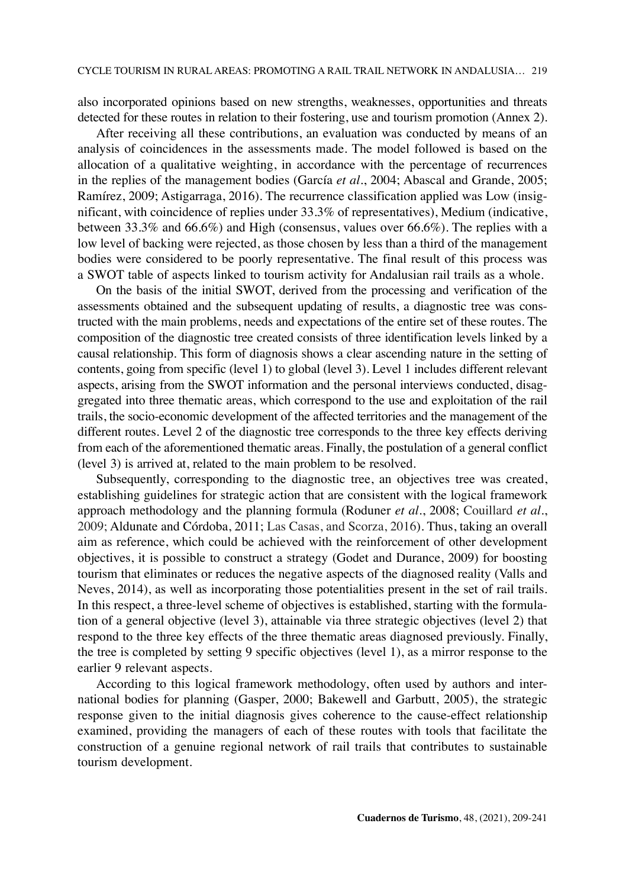also incorporated opinions based on new strengths, weaknesses, opportunities and threats detected for these routes in relation to their fostering, use and tourism promotion (Annex 2).

After receiving all these contributions, an evaluation was conducted by means of an analysis of coincidences in the assessments made. The model followed is based on the allocation of a qualitative weighting, in accordance with the percentage of recurrences in the replies of the management bodies (García *et al.*, 2004; Abascal and Grande, 2005; Ramírez, 2009; Astigarraga, 2016). The recurrence classification applied was Low (insignificant, with coincidence of replies under 33.3% of representatives), Medium (indicative, between 33.3% and 66.6%) and High (consensus, values over 66.6%). The replies with a low level of backing were rejected, as those chosen by less than a third of the management bodies were considered to be poorly representative. The final result of this process was a SWOT table of aspects linked to tourism activity for Andalusian rail trails as a whole.

On the basis of the initial SWOT, derived from the processing and verification of the assessments obtained and the subsequent updating of results, a diagnostic tree was constructed with the main problems, needs and expectations of the entire set of these routes. The composition of the diagnostic tree created consists of three identification levels linked by a causal relationship. This form of diagnosis shows a clear ascending nature in the setting of contents, going from specific (level 1) to global (level 3). Level 1 includes different relevant aspects, arising from the SWOT information and the personal interviews conducted, disaggregated into three thematic areas, which correspond to the use and exploitation of the rail trails, the socio-economic development of the affected territories and the management of the different routes. Level 2 of the diagnostic tree corresponds to the three key effects deriving from each of the aforementioned thematic areas. Finally, the postulation of a general conflict (level 3) is arrived at, related to the main problem to be resolved.

Subsequently, corresponding to the diagnostic tree, an objectives tree was created, establishing guidelines for strategic action that are consistent with the logical framework approach methodology and the planning formula (Roduner *et al.*, 2008; Couillard *et al.*, 2009; Aldunate and Córdoba, 2011; Las Casas, and Scorza, 2016). Thus, taking an overall aim as reference, which could be achieved with the reinforcement of other development objectives, it is possible to construct a strategy (Godet and Durance, 2009) for boosting tourism that eliminates or reduces the negative aspects of the diagnosed reality (Valls and Neves, 2014), as well as incorporating those potentialities present in the set of rail trails. In this respect, a three-level scheme of objectives is established, starting with the formulation of a general objective (level 3), attainable via three strategic objectives (level 2) that respond to the three key effects of the three thematic areas diagnosed previously. Finally, the tree is completed by setting 9 specific objectives (level 1), as a mirror response to the earlier 9 relevant aspects.

According to this logical framework methodology, often used by authors and international bodies for planning (Gasper, 2000; Bakewell and Garbutt, 2005), the strategic response given to the initial diagnosis gives coherence to the cause-effect relationship examined, providing the managers of each of these routes with tools that facilitate the construction of a genuine regional network of rail trails that contributes to sustainable tourism development.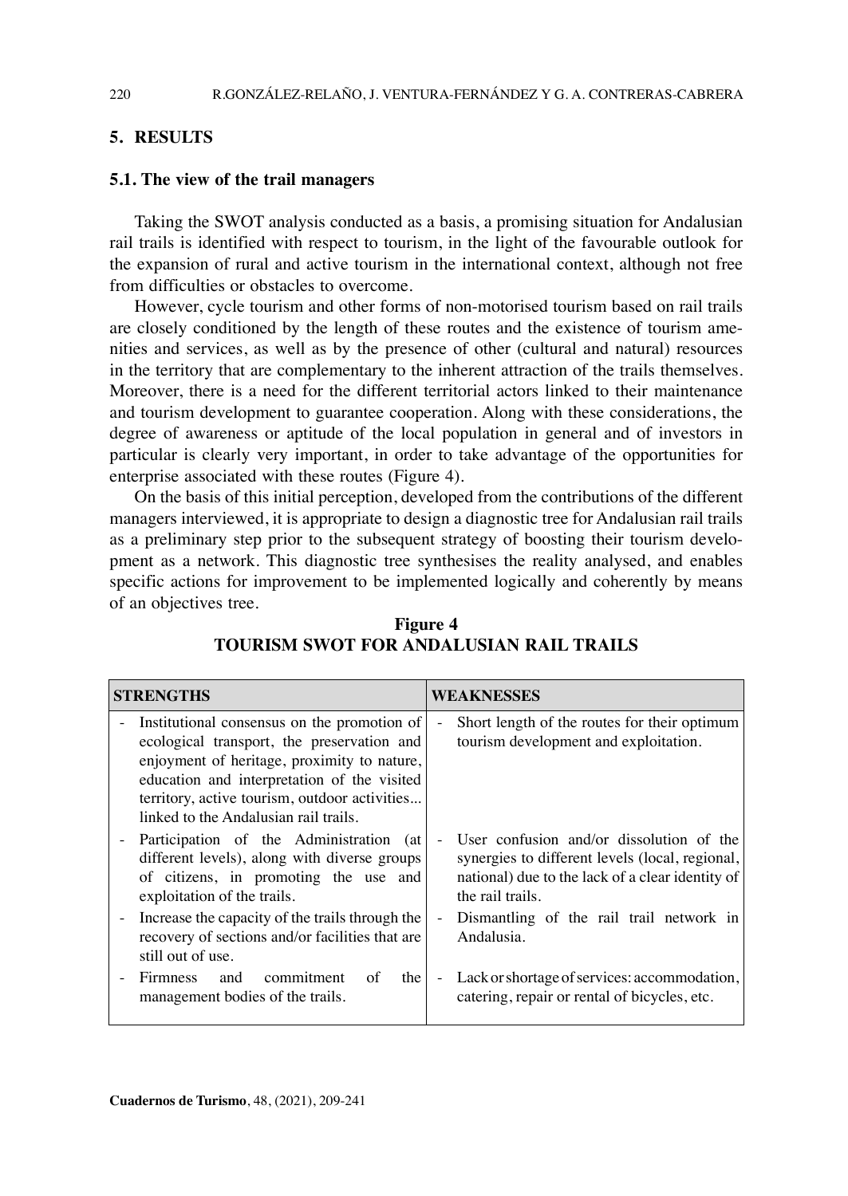## 5. RESULTS

### 5.1. The view of the trail managers

Taking the SWOT analysis conducted as a basis, a promising situation for Andalusian rail trails is identified with respect to tourism, in the light of the favourable outlook for the expansion of rural and active tourism in the international context, although not free from difficulties or obstacles to overcome.

However, cycle tourism and other forms of non-motorised tourism based on rail trails are closely conditioned by the length of these routes and the existence of tourism amenities and services, as well as by the presence of other (cultural and natural) resources in the territory that are complementary to the inherent attraction of the trails themselves. Moreover, there is a need for the different territorial actors linked to their maintenance and tourism development to guarantee cooperation. Along with these considerations, the degree of awareness or aptitude of the local population in general and of investors in particular is clearly very important, in order to take advantage of the opportunities for enterprise associated with these routes (Figure 4).

On the basis of this initial perception, developed from the contributions of the different managers interviewed, it is appropriate to design a diagnostic tree for Andalusian rail trails as a preliminary step prior to the subsequent strategy of boosting their tourism development as a network. This diagnostic tree synthesises the reality analysed, and enables specific actions for improvement to be implemented logically and coherently by means of an objectives tree.

**Figure 4**
**TOURISM SWOT FOR ANDALUSIAN RAIL TRAILS**

| STRENGTHS | WEAKNESSES |
|---|---|
| - Institutional consensus on the promotion of ecological transport, the preservation and enjoyment of heritage, proximity to nature, education and interpretation of the visited territory, active tourism, outdoor activities... linked to the Andalusian rail trails. | - Short length of the routes for their optimum tourism development and exploitation. |
| - Participation of the Administration (at different levels), along with diverse groups of citizens, in promoting the use and exploitation of the trails. | - User confusion and/or dissolution of the synergies to different levels (local, regional, national) due to the lack of a clear identity of the rail trails. |
| - Increase the capacity of the trails through the recovery of sections and/or facilities that are still out of use. | - Dismantling of the rail trail network in Andalusia. |
| - Firmness and commitment of the management bodies of the trails. | - Lack or shortage of services: accommodation, catering, repair or rental of bicycles, etc. |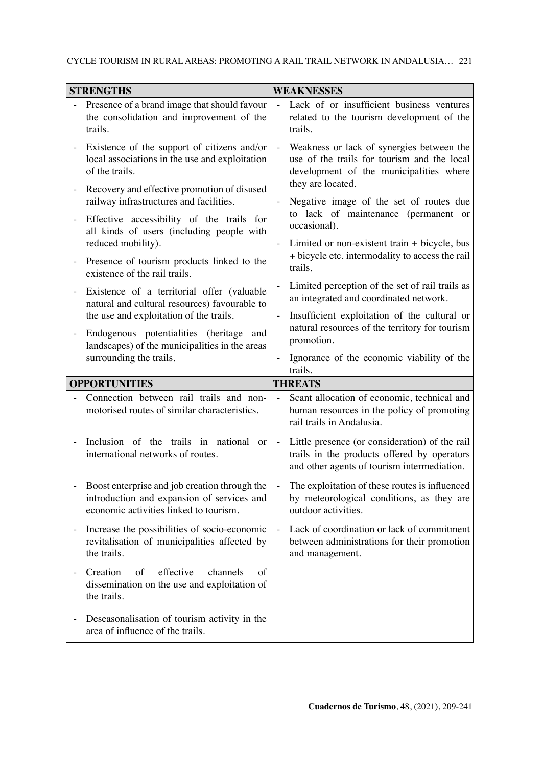| STRENGTHS | WEAKNESSES |
|---|---|
| - Presence of a brand image that should favour the consolidation and improvement of the trails.<br>- Existence of the support of citizens and/or local associations in the use and exploitation of the trails.<br>- Recovery and effective promotion of disused railway infrastructures and facilities.<br>- Effective accessibility of the trails for all kinds of users (including people with reduced mobility).<br>- Presence of tourism products linked to the existence of the rail trails.<br>- Existence of a territorial offer (valuable natural and cultural resources) favourable to the use and exploitation of the trails.<br>- Endogenous potentialities (heritage and landscapes) of the municipalities in the areas surrounding the trails. | - Lack of or insufficient business ventures related to the tourism development of the trails.<br>- Weakness or lack of synergies between the use of the trails for tourism and the local development of the municipalities where they are located.<br>- Negative image of the set of routes due to lack of maintenance (permanent or occasional).<br>- Limited or non-existent train + bicycle, bus + bicycle etc. intermodality to access the rail trails.<br>- Limited perception of the set of rail trails as an integrated and coordinated network.<br>- Insufficient exploitation of the cultural or natural resources of the territory for tourism promotion.<br>- Ignorance of the economic viability of the trails. |
| **OPPORTUNITIES** | **THREATS** |
| - Connection between rail trails and non-motorised routes of similar characteristics.<br>- Inclusion of the trails in national or international networks of routes.<br>- Boost enterprise and job creation through the introduction and expansion of services and economic activities linked to tourism.<br>- Increase the possibilities of socio-economic revitalisation of municipalities affected by the trails.<br>- Creation of effective channels of dissemination on the use and exploitation of the trails.<br>- Deseasonalisation of tourism activity in the area of influence of the trails. | - Scant allocation of economic, technical and human resources in the policy of promoting rail trails in Andalusia.<br>- Little presence (or consideration) of the rail trails in the products offered by operators and other agents of tourism intermediation.<br>- The exploitation of these routes is influenced by meteorological conditions, as they are outdoor activities.<br>- Lack of coordination or lack of commitment between administrations for their promotion and management. |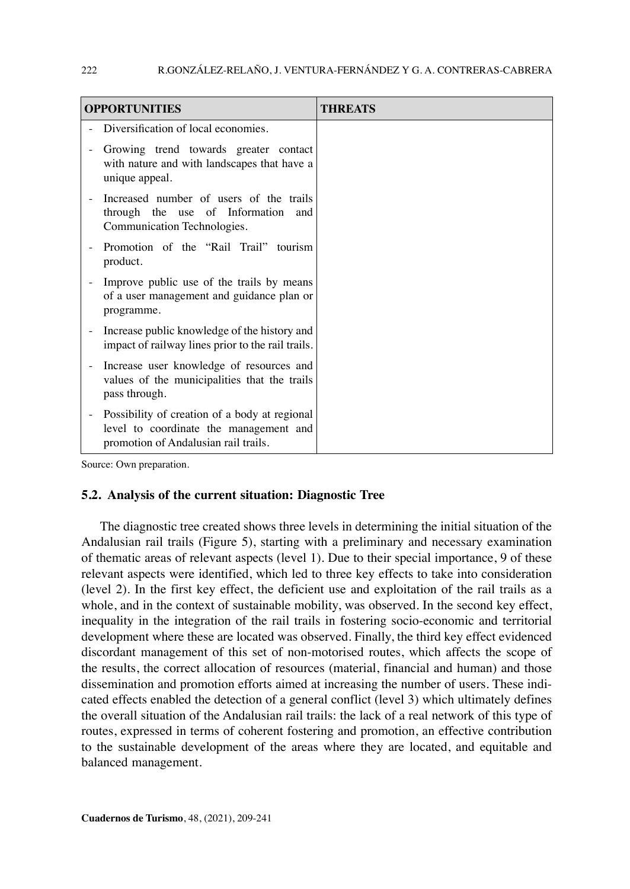| OPPORTUNITIES | THREATS |
|---|---|
| - Diversification of local economies.<br>- Growing trend towards greater contact with nature and with landscapes that have a unique appeal.<br>- Increased number of users of the trails through the use of Information and Communication Technologies.<br>- Promotion of the "Rail Trail" tourism product.<br>- Improve public use of the trails by means of a user management and guidance plan or programme.<br>- Increase public knowledge of the history and impact of railway lines prior to the rail trails.<br>- Increase user knowledge of resources and values of the municipalities that the trails pass through.<br>- Possibility of creation of a body at regional level to coordinate the management and promotion of Andalusian rail trails. | |

Source: Own preparation.

### 5.2. Analysis of the current situation: Diagnostic Tree

The diagnostic tree created shows three levels in determining the initial situation of the Andalusian rail trails (Figure 5), starting with a preliminary and necessary examination of thematic areas of relevant aspects (level 1). Due to their special importance, 9 of these relevant aspects were identified, which led to three key effects to take into consideration (level 2). In the first key effect, the deficient use and exploitation of the rail trails as a whole, and in the context of sustainable mobility, was observed. In the second key effect, inequality in the integration of the rail trails in fostering socio-economic and territorial development where these are located was observed. Finally, the third key effect evidenced discordant management of this set of non-motorised routes, which affects the scope of the results, the correct allocation of resources (material, financial and human) and those dissemination and promotion efforts aimed at increasing the number of users. These indicated effects enabled the detection of a general conflict (level 3) which ultimately defines the overall situation of the Andalusian rail trails: the lack of a real network of this type of routes, expressed in terms of coherent fostering and promotion, an effective contribution to the sustainable development of the areas where they are located, and equitable and balanced management.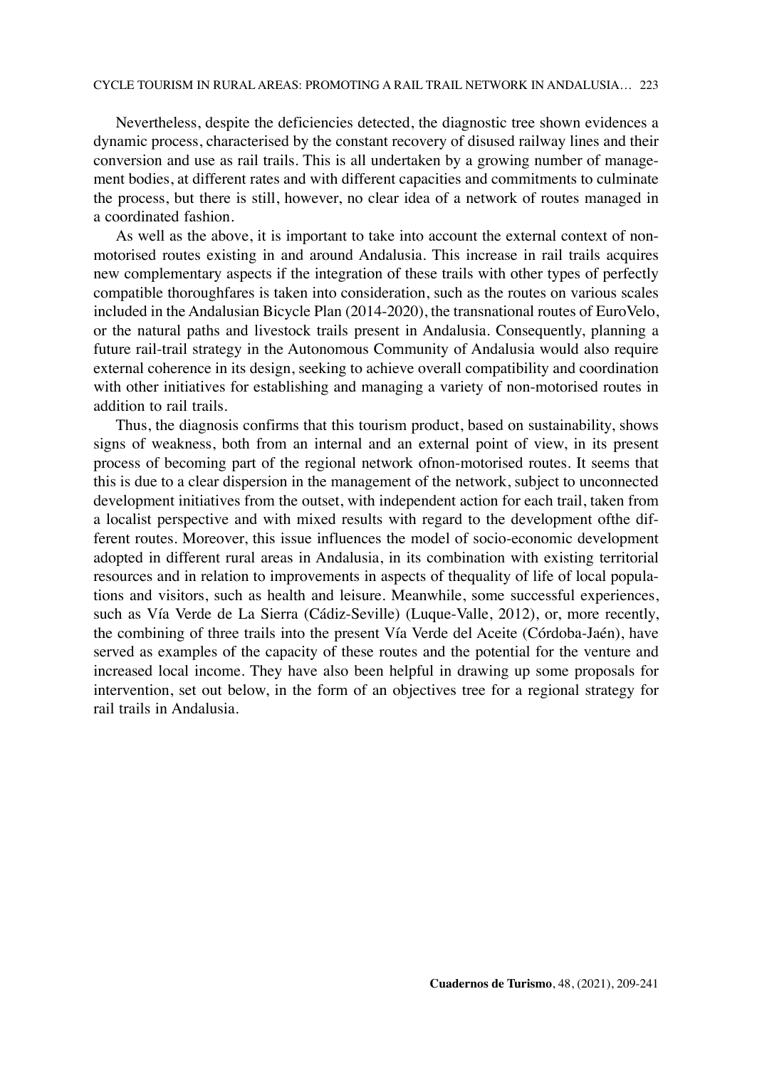Nevertheless, despite the deficiencies detected, the diagnostic tree shown evidences a dynamic process, characterised by the constant recovery of disused railway lines and their conversion and use as rail trails. This is all undertaken by a growing number of management bodies, at different rates and with different capacities and commitments to culminate the process, but there is still, however, no clear idea of a network of routes managed in a coordinated fashion.

As well as the above, it is important to take into account the external context of non-motorised routes existing in and around Andalusia. This increase in rail trails acquires new complementary aspects if the integration of these trails with other types of perfectly compatible thoroughfares is taken into consideration, such as the routes on various scales included in the Andalusian Bicycle Plan (2014-2020), the transnational routes of EuroVelo, or the natural paths and livestock trails present in Andalusia. Consequently, planning a future rail-trail strategy in the Autonomous Community of Andalusia would also require external coherence in its design, seeking to achieve overall compatibility and coordination with other initiatives for establishing and managing a variety of non-motorised routes in addition to rail trails.

Thus, the diagnosis confirms that this tourism product, based on sustainability, shows signs of weakness, both from an internal and an external point of view, in its present process of becoming part of the regional network ofnon-motorised routes. It seems that this is due to a clear dispersion in the management of the network, subject to unconnected development initiatives from the outset, with independent action for each trail, taken from a localist perspective and with mixed results with regard to the development ofthe different routes. Moreover, this issue influences the model of socio-economic development adopted in different rural areas in Andalusia, in its combination with existing territorial resources and in relation to improvements in aspects of thequality of life of local populations and visitors, such as health and leisure. Meanwhile, some successful experiences, such as Vía Verde de La Sierra (Cádiz-Seville) (Luque-Valle, 2012), or, more recently, the combining of three trails into the present Vía Verde del Aceite (Córdoba-Jaén), have served as examples of the capacity of these routes and the potential for the venture and increased local income. They have also been helpful in drawing up some proposals for intervention, set out below, in the form of an objectives tree for a regional strategy for rail trails in Andalusia.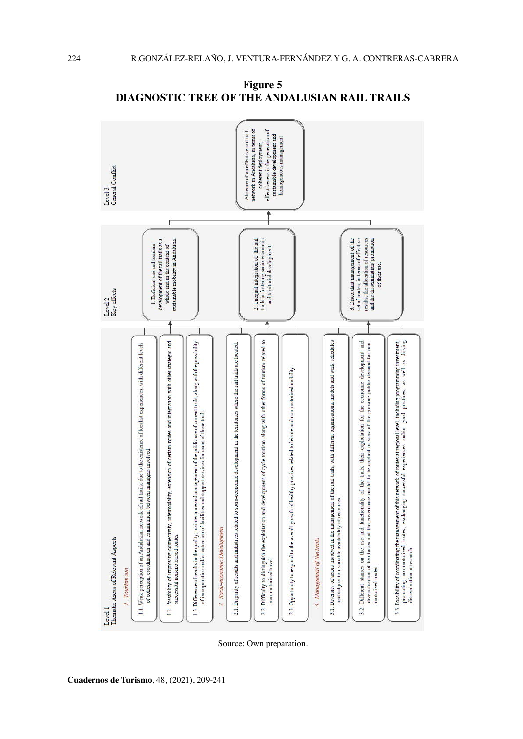**Figure 5**
**DIAGNOSTIC TREE OF THE ANDALUSIAN RAIL TRAILS**

**Level 3 – General Conflict**

Absence of an effective rail trail network in Andalusia, in terms of coherent deployment, effectiveness in the generation of sustainable development and homogeneous management

**Level 2 – Key effects**

1. Deficient use and tourism development of the rail trails as a whole and in the context of sustainable mobility in Andalusia.
2. Unequal integration of the rail trails in fostering socio-economic and territorial development.
3. Discordant management of the set of routes, in terms of effective results, the allocation of resources and the dissemination/ promotion of their use.

**Level 1 – Thematic Areas of Relevant Aspects**

*1. Tourism use*

- 1.1. Weak perception of an Andalusian network of rail trails, due to the existence of localist experiences, with different levels of cohesion, coordination and commitment between managers involved.
- 1.2. Possibility of improving connectivity, intermodality, extension of certain routes and integration with other strategic and successful non-motorised routes.
- 1.3. Difference of results in the quality, maintenance and management of the public use of current trails, along with the possibility of incorporation and/or extension of facilities and support services for users of these trails.

*2. Socio-economic Development*

- 2.1. Disparity of results and initiatives related to socio-economic development in the territories where the rail trails are located.
- 2.2. Difficulty to distinguish the exploitation and development of cycle tourism, along with other forms of tourism related to non-motorised travel.
- 2.3. Opportunity to respond to the overall growth of healthy practices related to leisure and non-motorised mobility.

*3. Management of the trails*

- 3.1. Diversity of actors involved in the management of the rail trails, with different organisational models and work schedules and subject to a variable availability of resources.
- 3.2. Different stances on the use and functionality of the trails, their exploitation for the economic development and diversification of territories and the governance model to be applied in view of the growing public demand for non-motorised routes.
- 3.3. Possibility of coordinating the management of this network of routes at regional level, including programming investment, promoting non-motorised routes, exchanging successful experiences and/or good practices, as well as driving dissemination or research.

Source: Own preparation.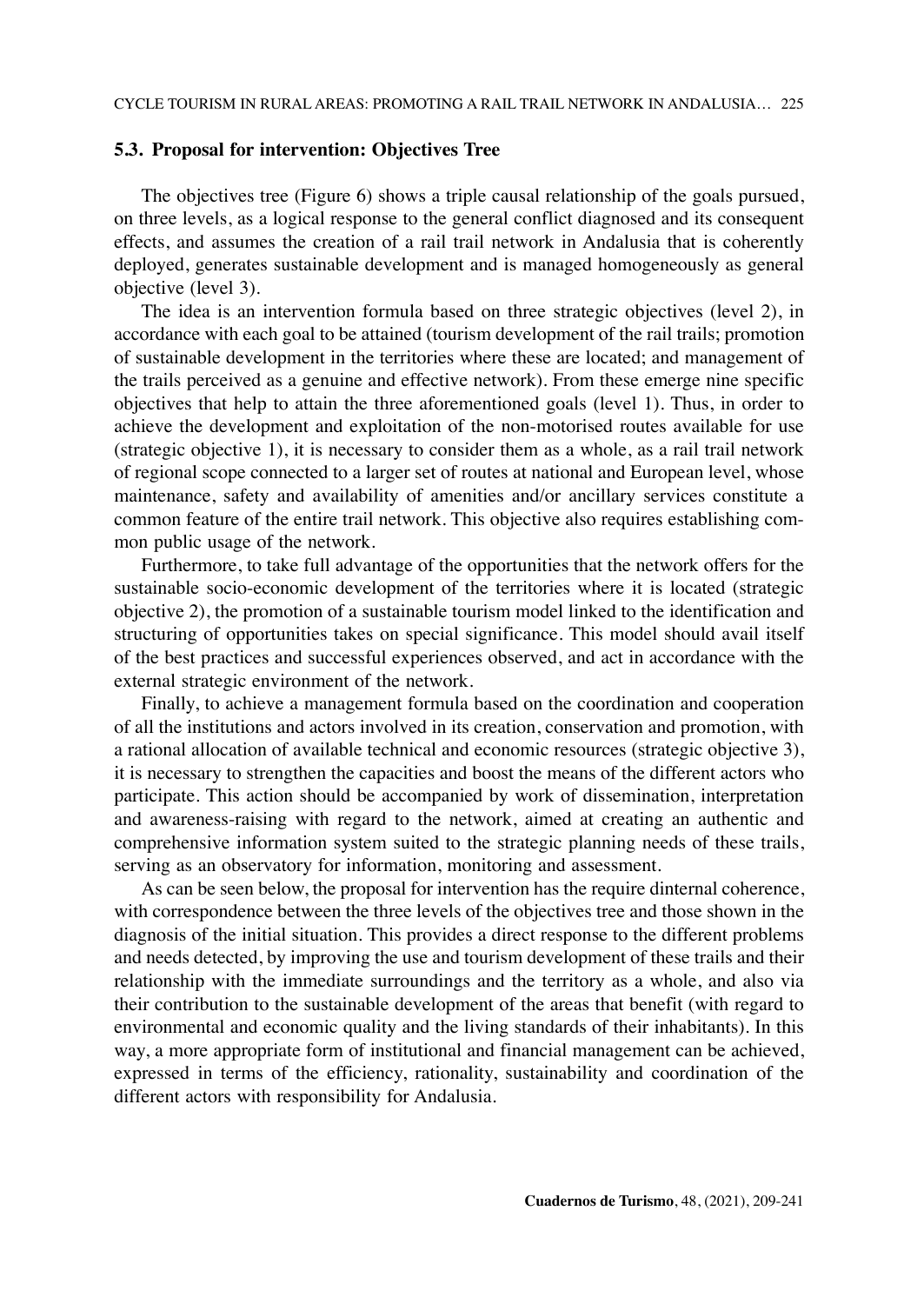### 5.3. Proposal for intervention: Objectives Tree

The objectives tree (Figure 6) shows a triple causal relationship of the goals pursued, on three levels, as a logical response to the general conflict diagnosed and its consequent effects, and assumes the creation of a rail trail network in Andalusia that is coherently deployed, generates sustainable development and is managed homogeneously as general objective (level 3).

The idea is an intervention formula based on three strategic objectives (level 2), in accordance with each goal to be attained (tourism development of the rail trails; promotion of sustainable development in the territories where these are located; and management of the trails perceived as a genuine and effective network). From these emerge nine specific objectives that help to attain the three aforementioned goals (level 1). Thus, in order to achieve the development and exploitation of the non-motorised routes available for use (strategic objective 1), it is necessary to consider them as a whole, as a rail trail network of regional scope connected to a larger set of routes at national and European level, whose maintenance, safety and availability of amenities and/or ancillary services constitute a common feature of the entire trail network. This objective also requires establishing common public usage of the network.

Furthermore, to take full advantage of the opportunities that the network offers for the sustainable socio-economic development of the territories where it is located (strategic objective 2), the promotion of a sustainable tourism model linked to the identification and structuring of opportunities takes on special significance. This model should avail itself of the best practices and successful experiences observed, and act in accordance with the external strategic environment of the network.

Finally, to achieve a management formula based on the coordination and cooperation of all the institutions and actors involved in its creation, conservation and promotion, with a rational allocation of available technical and economic resources (strategic objective 3), it is necessary to strengthen the capacities and boost the means of the different actors who participate. This action should be accompanied by work of dissemination, interpretation and awareness-raising with regard to the network, aimed at creating an authentic and comprehensive information system suited to the strategic planning needs of these trails, serving as an observatory for information, monitoring and assessment.

As can be seen below, the proposal for intervention has the require dinternal coherence, with correspondence between the three levels of the objectives tree and those shown in the diagnosis of the initial situation. This provides a direct response to the different problems and needs detected, by improving the use and tourism development of these trails and their relationship with the immediate surroundings and the territory as a whole, and also via their contribution to the sustainable development of the areas that benefit (with regard to environmental and economic quality and the living standards of their inhabitants). In this way, a more appropriate form of institutional and financial management can be achieved, expressed in terms of the efficiency, rationality, sustainability and coordination of the different actors with responsibility for Andalusia.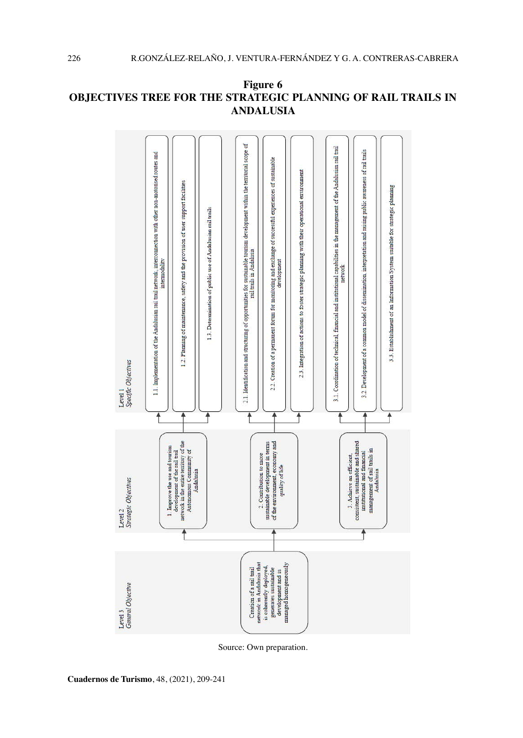**Figure 6**
**OBJECTIVES TREE FOR THE STRATEGIC PLANNING OF RAIL TRAILS IN ANDALUSIA**

**Level 3 – *General Objective***

- Creation of a rail trail network in Andalusia that is coherently deployed, generates sustainable development and is managed homogeneously

**Level 2 – *Strategic Objectives***

- 1. Improve the use and tourism development of the rail trail network in the entire territory of the Autonomous Community of Andalusia
- 2. Contribution to more sustainable development in terms of the environment, economy and quality of life
- 3. Achieve an efficient, consistent, sustainable and shared institutional and financial management of rail trails in Andalusia

**Level 1 – *Specific Objectives***

- 1.1. Implementation of the Andalusian rail trail network, interconnection with other non-motorised routes and intermodality
- 1.2. Planning of maintenance, safety and the provision of user support facilities
- 1.3. Determination of public use of Andalusian rail trails
- 2.1. Identification and structuring of opportunities for sustainable tourism development within the territorial scope of rail trails in Andalusia
- 2.2. Creation of a permanent forum for monitoring and exchange of successful experiences of sustainable development
- 2.3. Integration of actions to foster strategic planning with their operational environment
- 3.1. Coordination of technical, financial and institutional capabilities in the management of the Andalusian rail trail network
- 3.2. Development of a common model of dissemination, interpretation and raising public awareness of rail trails
- 3.3. Establishment of an Information System suitable for strategic planning

Source: Own preparation.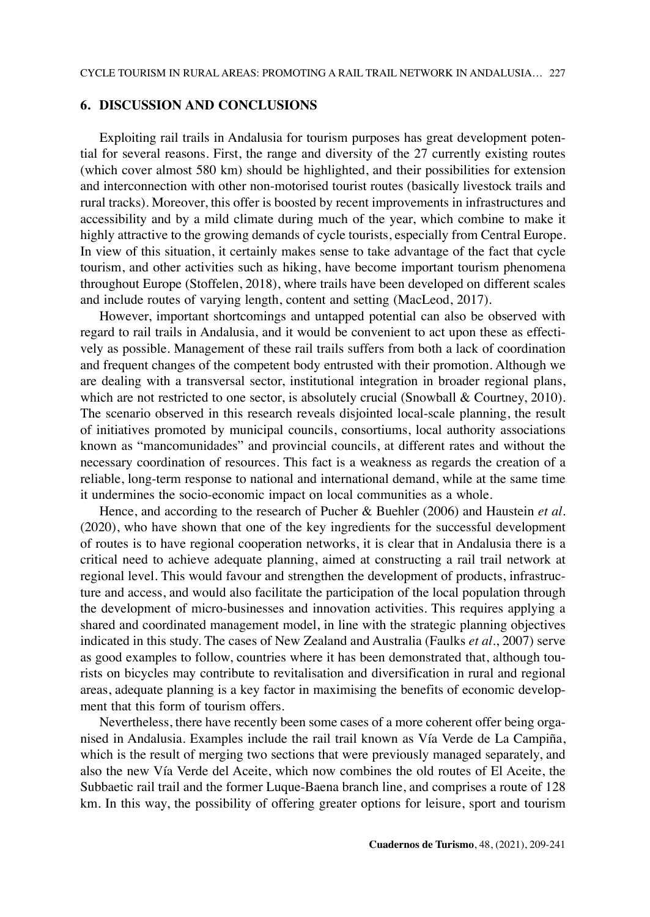## 6. DISCUSSION AND CONCLUSIONS

Exploiting rail trails in Andalusia for tourism purposes has great development potential for several reasons. First, the range and diversity of the 27 currently existing routes (which cover almost 580 km) should be highlighted, and their possibilities for extension and interconnection with other non-motorised tourist routes (basically livestock trails and rural tracks). Moreover, this offer is boosted by recent improvements in infrastructures and accessibility and by a mild climate during much of the year, which combine to make it highly attractive to the growing demands of cycle tourists, especially from Central Europe. In view of this situation, it certainly makes sense to take advantage of the fact that cycle tourism, and other activities such as hiking, have become important tourism phenomena throughout Europe (Stoffelen, 2018), where trails have been developed on different scales and include routes of varying length, content and setting (MacLeod, 2017).

However, important shortcomings and untapped potential can also be observed with regard to rail trails in Andalusia, and it would be convenient to act upon these as effectively as possible. Management of these rail trails suffers from both a lack of coordination and frequent changes of the competent body entrusted with their promotion. Although we are dealing with a transversal sector, institutional integration in broader regional plans, which are not restricted to one sector, is absolutely crucial (Snowball & Courtney, 2010). The scenario observed in this research reveals disjointed local-scale planning, the result of initiatives promoted by municipal councils, consortiums, local authority associations known as "mancomunidades" and provincial councils, at different rates and without the necessary coordination of resources. This fact is a weakness as regards the creation of a reliable, long-term response to national and international demand, while at the same time it undermines the socio-economic impact on local communities as a whole.

Hence, and according to the research of Pucher & Buehler (2006) and Haustein *et al*. (2020), who have shown that one of the key ingredients for the successful development of routes is to have regional cooperation networks, it is clear that in Andalusia there is a critical need to achieve adequate planning, aimed at constructing a rail trail network at regional level. This would favour and strengthen the development of products, infrastructure and access, and would also facilitate the participation of the local population through the development of micro-businesses and innovation activities. This requires applying a shared and coordinated management model, in line with the strategic planning objectives indicated in this study. The cases of New Zealand and Australia (Faulks *et al*., 2007) serve as good examples to follow, countries where it has been demonstrated that, although tourists on bicycles may contribute to revitalisation and diversification in rural and regional areas, adequate planning is a key factor in maximising the benefits of economic development that this form of tourism offers.

Nevertheless, there have recently been some cases of a more coherent offer being organised in Andalusia. Examples include the rail trail known as Vía Verde de La Campiña, which is the result of merging two sections that were previously managed separately, and also the new Vía Verde del Aceite, which now combines the old routes of El Aceite, the Subbaetic rail trail and the former Luque-Baena branch line, and comprises a route of 128 km. In this way, the possibility of offering greater options for leisure, sport and tourism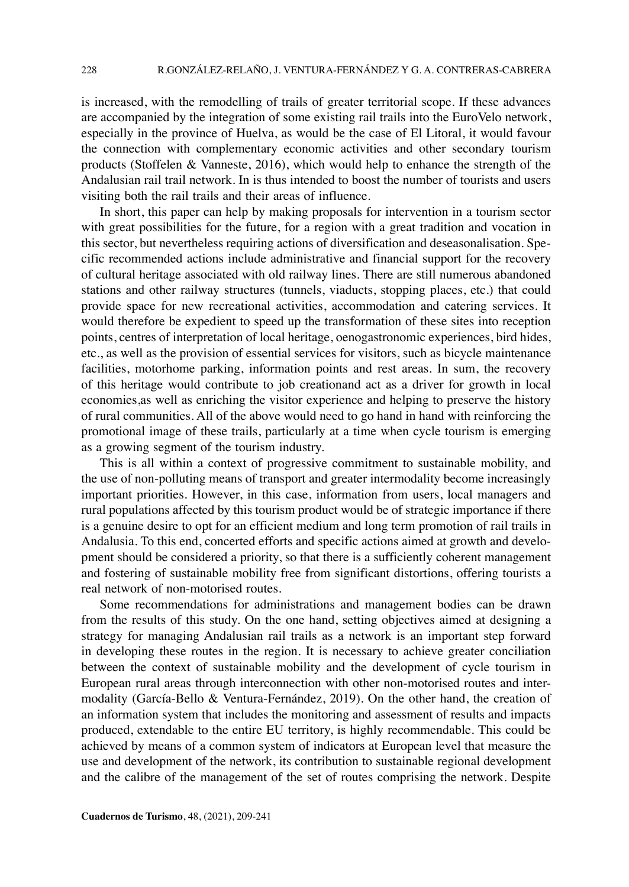is increased, with the remodelling of trails of greater territorial scope. If these advances are accompanied by the integration of some existing rail trails into the EuroVelo network, especially in the province of Huelva, as would be the case of El Litoral, it would favour the connection with complementary economic activities and other secondary tourism products (Stoffelen & Vanneste, 2016), which would help to enhance the strength of the Andalusian rail trail network. In is thus intended to boost the number of tourists and users visiting both the rail trails and their areas of influence.

In short, this paper can help by making proposals for intervention in a tourism sector with great possibilities for the future, for a region with a great tradition and vocation in this sector, but nevertheless requiring actions of diversification and deseasonalisation. Specific recommended actions include administrative and financial support for the recovery of cultural heritage associated with old railway lines. There are still numerous abandoned stations and other railway structures (tunnels, viaducts, stopping places, etc.) that could provide space for new recreational activities, accommodation and catering services. It would therefore be expedient to speed up the transformation of these sites into reception points, centres of interpretation of local heritage, oenogastronomic experiences, bird hides, etc., as well as the provision of essential services for visitors, such as bicycle maintenance facilities, motorhome parking, information points and rest areas. In sum, the recovery of this heritage would contribute to job creationand act as a driver for growth in local economies,as well as enriching the visitor experience and helping to preserve the history of rural communities. All of the above would need to go hand in hand with reinforcing the promotional image of these trails, particularly at a time when cycle tourism is emerging as a growing segment of the tourism industry.

This is all within a context of progressive commitment to sustainable mobility, and the use of non-polluting means of transport and greater intermodality become increasingly important priorities. However, in this case, information from users, local managers and rural populations affected by this tourism product would be of strategic importance if there is a genuine desire to opt for an efficient medium and long term promotion of rail trails in Andalusia. To this end, concerted efforts and specific actions aimed at growth and development should be considered a priority, so that there is a sufficiently coherent management and fostering of sustainable mobility free from significant distortions, offering tourists a real network of non-motorised routes.

Some recommendations for administrations and management bodies can be drawn from the results of this study. On the one hand, setting objectives aimed at designing a strategy for managing Andalusian rail trails as a network is an important step forward in developing these routes in the region. It is necessary to achieve greater conciliation between the context of sustainable mobility and the development of cycle tourism in European rural areas through interconnection with other non-motorised routes and intermodality (García-Bello & Ventura-Fernández, 2019). On the other hand, the creation of an information system that includes the monitoring and assessment of results and impacts produced, extendable to the entire EU territory, is highly recommendable. This could be achieved by means of a common system of indicators at European level that measure the use and development of the network, its contribution to sustainable regional development and the calibre of the management of the set of routes comprising the network. Despite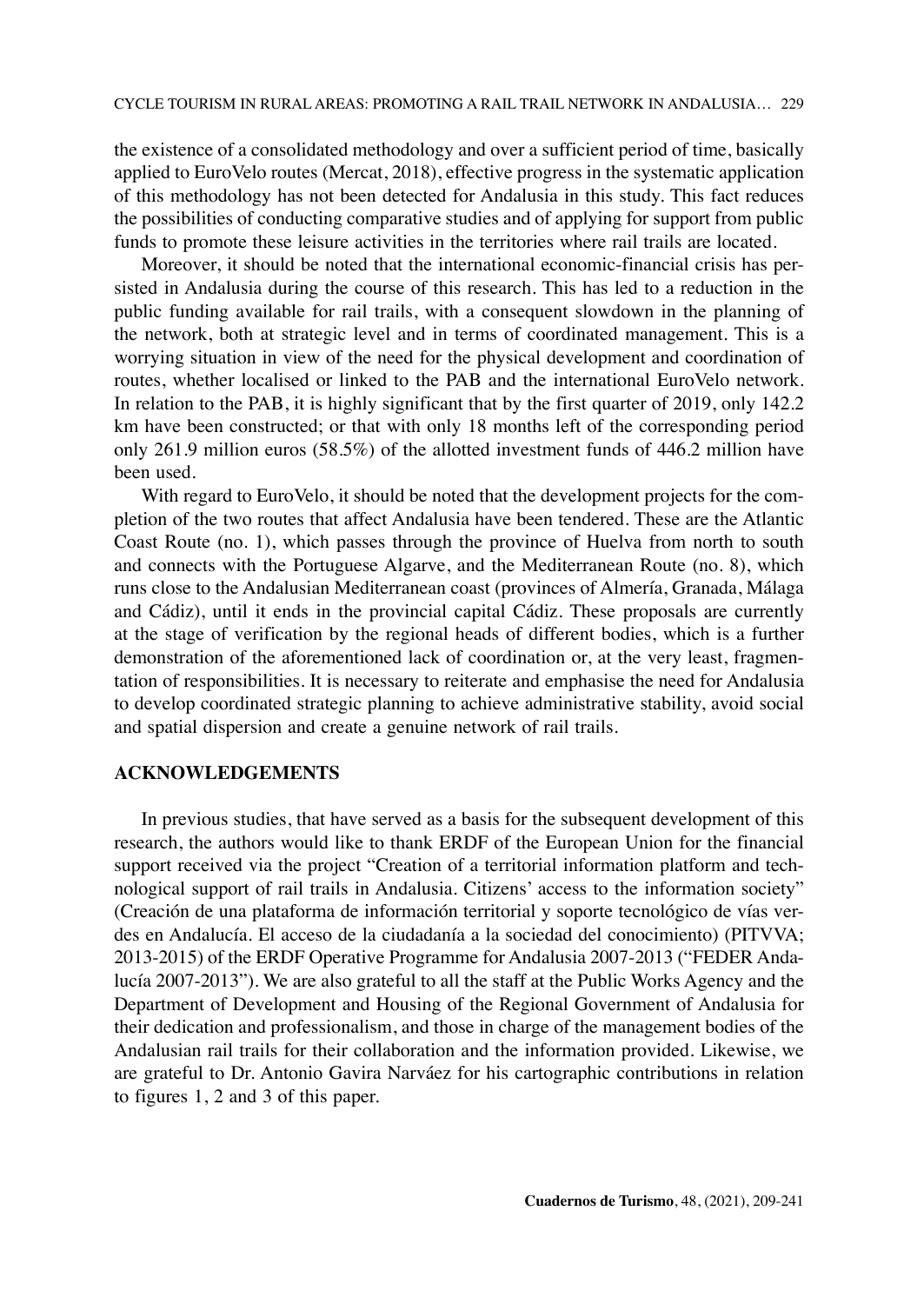the existence of a consolidated methodology and over a sufficient period of time, basically applied to EuroVelo routes (Mercat, 2018), effective progress in the systematic application of this methodology has not been detected for Andalusia in this study. This fact reduces the possibilities of conducting comparative studies and of applying for support from public funds to promote these leisure activities in the territories where rail trails are located.

Moreover, it should be noted that the international economic-financial crisis has persisted in Andalusia during the course of this research. This has led to a reduction in the public funding available for rail trails, with a consequent slowdown in the planning of the network, both at strategic level and in terms of coordinated management. This is a worrying situation in view of the need for the physical development and coordination of routes, whether localised or linked to the PAB and the international EuroVelo network. In relation to the PAB, it is highly significant that by the first quarter of 2019, only 142.2 km have been constructed; or that with only 18 months left of the corresponding period only 261.9 million euros (58.5%) of the allotted investment funds of 446.2 million have been used.

With regard to EuroVelo, it should be noted that the development projects for the completion of the two routes that affect Andalusia have been tendered. These are the Atlantic Coast Route (no. 1), which passes through the province of Huelva from north to south and connects with the Portuguese Algarve, and the Mediterranean Route (no. 8), which runs close to the Andalusian Mediterranean coast (provinces of Almería, Granada, Málaga and Cádiz), until it ends in the provincial capital Cádiz. These proposals are currently at the stage of verification by the regional heads of different bodies, which is a further demonstration of the aforementioned lack of coordination or, at the very least, fragmentation of responsibilities. It is necessary to reiterate and emphasise the need for Andalusia to develop coordinated strategic planning to achieve administrative stability, avoid social and spatial dispersion and create a genuine network of rail trails.

## ACKNOWLEDGEMENTS

In previous studies, that have served as a basis for the subsequent development of this research, the authors would like to thank ERDF of the European Union for the financial support received via the project "Creation of a territorial information platform and technological support of rail trails in Andalusia. Citizens' access to the information society" (Creación de una plataforma de información territorial y soporte tecnológico de vías verdes en Andalucía. El acceso de la ciudadanía a la sociedad del conocimiento) (PITVVA; 2013-2015) of the ERDF Operative Programme for Andalusia 2007-2013 ("FEDER Andalucía 2007-2013"). We are also grateful to all the staff at the Public Works Agency and the Department of Development and Housing of the Regional Government of Andalusia for their dedication and professionalism, and those in charge of the management bodies of the Andalusian rail trails for their collaboration and the information provided. Likewise, we are grateful to Dr. Antonio Gavira Narváez for his cartographic contributions in relation to figures 1, 2 and 3 of this paper.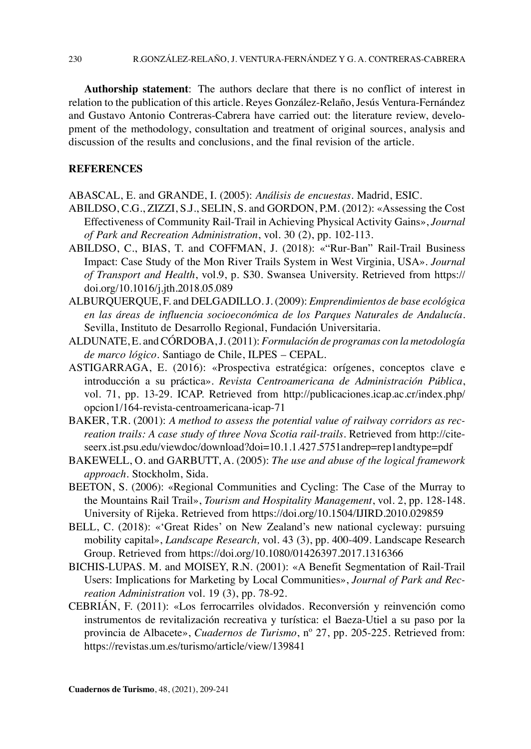**Authorship statement**: The authors declare that there is no conflict of interest in relation to the publication of this article. Reyes González-Relaño, Jesús Ventura-Fernández and Gustavo Antonio Contreras-Cabrera have carried out: the literature review, development of the methodology, consultation and treatment of original sources, analysis and discussion of the results and conclusions, and the final revision of the article.

## REFERENCES

ABASCAL, E. and GRANDE, I. (2005): *Análisis de encuestas*. Madrid, ESIC.

ABILDSO, C.G., ZIZZI, S.J., SELIN, S. and GORDON, P.M. (2012): «Assessing the Cost Effectiveness of Community Rail-Trail in Achieving Physical Activity Gains», *Journal of Park and Recreation Administration*, vol. 30 (2), pp. 102-113.

ABILDSO, C., BIAS, T. and COFFMAN, J. (2018): «"Rur-Ban" Rail-Trail Business Impact: Case Study of the Mon River Trails System in West Virginia, USA». *Journal of Transport and Health*, vol.9, p. S30. Swansea University. Retrieved from https://doi.org/10.1016/j.jth.2018.05.089

ALBURQUERQUE, F. and DELGADILLO. J. (2009): *Emprendimientos de base ecológica en las áreas de influencia socioeconómica de los Parques Naturales de Andalucía*. Sevilla, Instituto de Desarrollo Regional, Fundación Universitaria.

ALDUNATE, E. and CÓRDOBA, J. (2011): *Formulación de programas con la metodología de marco lógico*. Santiago de Chile, ILPES – CEPAL.

ASTIGARRAGA, E. (2016): «Prospectiva estratégica: orígenes, conceptos clave e introducción a su práctica». *Revista Centroamericana de Administración Pública*, vol. 71, pp. 13-29. ICAP. Retrieved from http://publicaciones.icap.ac.cr/index.php/opcion1/164-revista-centroamericana-icap-71

BAKER, T.R. (2001): *A method to assess the potential value of railway corridors as recreation trails: A case study of three Nova Scotia rail-trails*. Retrieved from http://citeseerx.ist.psu.edu/viewdoc/download?doi=10.1.1.427.5751andrep=rep1andtype=pdf

BAKEWELL, O. and GARBUTT, A. (2005): *The use and abuse of the logical framework approach*. Stockholm, Sida.

BEETON, S. (2006): «Regional Communities and Cycling: The Case of the Murray to the Mountains Rail Trail», *Tourism and Hospitality Management*, vol. 2, pp. 128-148. University of Rijeka. Retrieved from https://doi.org/10.1504/IJIRD.2010.029859

BELL, C. (2018): «'Great Rides' on New Zealand's new national cycleway: pursuing mobility capital», *Landscape Research,* vol. 43 (3), pp. 400-409. Landscape Research Group. Retrieved from https://doi.org/10.1080/01426397.2017.1316366

BICHIS-LUPAS. M. and MOISEY, R.N. (2001): «A Benefit Segmentation of Rail-Trail Users: Implications for Marketing by Local Communities», *Journal of Park and Recreation Administration* vol. 19 (3), pp. 78-92.

CEBRIÁN, F. (2011): «Los ferrocarriles olvidados. Reconversión y reinvención como instrumentos de revitalización recreativa y turística: el Baeza-Utiel a su paso por la provincia de Albacete», *Cuadernos de Turismo*, nº 27, pp. 205-225. Retrieved from: https://revistas.um.es/turismo/article/view/139841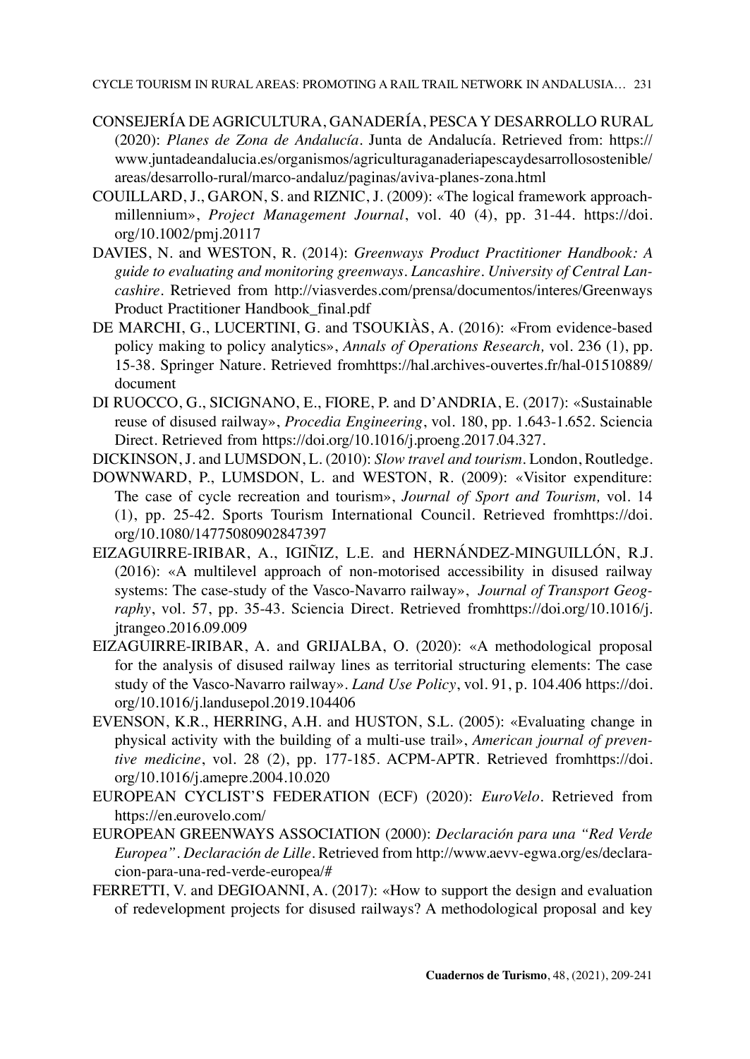CONSEJERÍA DE AGRICULTURA, GANADERÍA, PESCA Y DESARROLLO RURAL (2020): *Planes de Zona de Andalucía*. Junta de Andalucía. Retrieved from: https://www.juntadeandalucia.es/organismos/agriculturaganaderiapescaydesarrollosostenible/areas/desarrollo-rural/marco-andaluz/paginas/aviva-planes-zona.html

COUILLARD, J., GARON, S. and RIZNIC, J. (2009): «The logical framework approach-millennium», *Project Management Journal*, vol. 40 (4), pp. 31-44. https://doi.org/10.1002/pmj.20117

DAVIES, N. and WESTON, R. (2014): *Greenways Product Practitioner Handbook: A guide to evaluating and monitoring greenways. Lancashire. University of Central Lancashire*. Retrieved from http://viasverdes.com/prensa/documentos/interes/Greenways Product Practitioner Handbook_final.pdf

DE MARCHI, G., LUCERTINI, G. and TSOUKIÀS, A. (2016): «From evidence-based policy making to policy analytics», *Annals of Operations Research,* vol. 236 (1), pp. 15-38. Springer Nature. Retrieved fromhttps://hal.archives-ouvertes.fr/hal-01510889/document

DI RUOCCO, G., SICIGNANO, E., FIORE, P. and D'ANDRIA, E. (2017): «Sustainable reuse of disused railway», *Procedia Engineering*, vol. 180, pp. 1.643-1.652. Sciencia Direct. Retrieved from https://doi.org/10.1016/j.proeng.2017.04.327.

DICKINSON, J. and LUMSDON, L. (2010): *Slow travel and tourism*. London, Routledge.

DOWNWARD, P., LUMSDON, L. and WESTON, R. (2009): «Visitor expenditure: The case of cycle recreation and tourism», *Journal of Sport and Tourism,* vol. 14 (1), pp. 25-42. Sports Tourism International Council. Retrieved fromhttps://doi.org/10.1080/14775080902847397

EIZAGUIRRE-IRIBAR, A., IGIÑIZ, L.E. and HERNÁNDEZ-MINGUILLÓN, R.J. (2016): «A multilevel approach of non-motorised accessibility in disused railway systems: The case-study of the Vasco-Navarro railway», *Journal of Transport Geography*, vol. 57, pp. 35-43. Sciencia Direct. Retrieved fromhttps://doi.org/10.1016/j.jtrangeo.2016.09.009

EIZAGUIRRE-IRIBAR, A. and GRIJALBA, O. (2020): «A methodological proposal for the analysis of disused railway lines as territorial structuring elements: The case study of the Vasco-Navarro railway». *Land Use Policy*, vol. 91, p. 104.406 https://doi.org/10.1016/j.landusepol.2019.104406

EVENSON, K.R., HERRING, A.H. and HUSTON, S.L. (2005): «Evaluating change in physical activity with the building of a multi-use trail», *American journal of preventive medicine*, vol. 28 (2), pp. 177-185. ACPM-APTR. Retrieved fromhttps://doi.org/10.1016/j.amepre.2004.10.020

EUROPEAN CYCLIST'S FEDERATION (ECF) (2020): *EuroVelo*. Retrieved from https://en.eurovelo.com/

EUROPEAN GREENWAYS ASSOCIATION (2000): *Declaración para una "Red Verde Europea". Declaración de Lille*. Retrieved from http://www.aevv-egwa.org/es/declaracion-para-una-red-verde-europea/#

FERRETTI, V. and DEGIOANNI, A. (2017): «How to support the design and evaluation of redevelopment projects for disused railways? A methodological proposal and key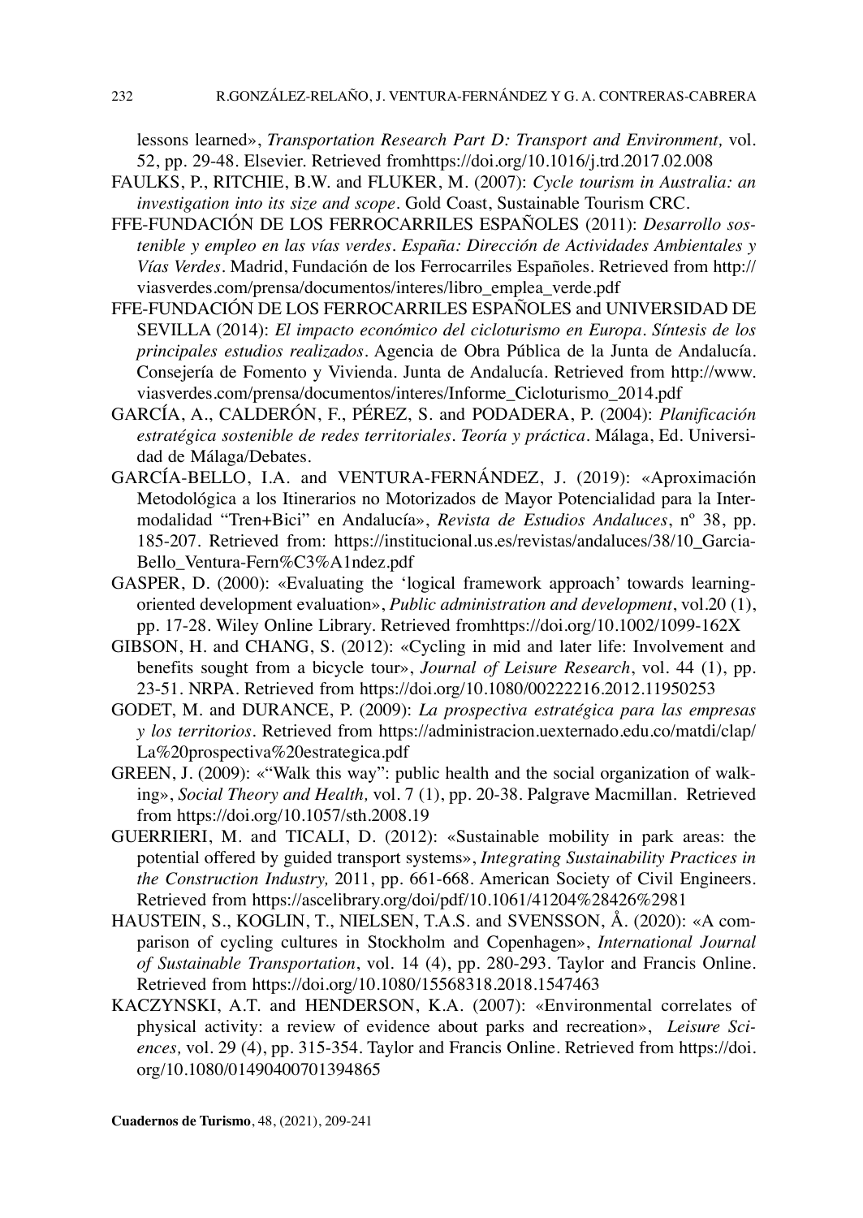lessons learned», *Transportation Research Part D: Transport and Environment,* vol. 52, pp. 29-48. Elsevier. Retrieved fromhttps://doi.org/10.1016/j.trd.2017.02.008

FAULKS, P., RITCHIE, B.W. and FLUKER, M. (2007): *Cycle tourism in Australia: an investigation into its size and scope*. Gold Coast, Sustainable Tourism CRC.

FFE-FUNDACIÓN DE LOS FERROCARRILES ESPAÑOLES (2011): *Desarrollo sostenible y empleo en las vías verdes. España: Dirección de Actividades Ambientales y Vías Verdes*. Madrid, Fundación de los Ferrocarriles Españoles. Retrieved from http://viasverdes.com/prensa/documentos/interes/libro_emplea_verde.pdf

FFE-FUNDACIÓN DE LOS FERROCARRILES ESPAÑOLES and UNIVERSIDAD DE SEVILLA (2014): *El impacto económico del cicloturismo en Europa. Síntesis de los principales estudios realizados*. Agencia de Obra Pública de la Junta de Andalucía. Consejería de Fomento y Vivienda. Junta de Andalucía. Retrieved from http://www.viasverdes.com/prensa/documentos/interes/Informe_Cicloturismo_2014.pdf

GARCÍA, A., CALDERÓN, F., PÉREZ, S. and PODADERA, P. (2004): *Planificación estratégica sostenible de redes territoriales. Teoría y práctica*. Málaga, Ed. Universidad de Málaga/Debates.

GARCÍA-BELLO, I.A. and VENTURA-FERNÁNDEZ, J. (2019): «Aproximación Metodológica a los Itinerarios no Motorizados de Mayor Potencialidad para la Intermodalidad "Tren+Bici" en Andalucía», *Revista de Estudios Andaluces*, nº 38, pp. 185-207. Retrieved from: https://institucional.us.es/revistas/andaluces/38/10_Garcia-Bello_Ventura-Fern%C3%A1ndez.pdf

GASPER, D. (2000): «Evaluating the 'logical framework approach' towards learning-oriented development evaluation», *Public administration and development*, vol.20 (1), pp. 17-28. Wiley Online Library. Retrieved fromhttps://doi.org/10.1002/1099-162X

GIBSON, H. and CHANG, S. (2012): «Cycling in mid and later life: Involvement and benefits sought from a bicycle tour», *Journal of Leisure Research*, vol. 44 (1), pp. 23-51. NRPA. Retrieved from https://doi.org/10.1080/00222216.2012.11950253

GODET, M. and DURANCE, P. (2009): *La prospectiva estratégica para las empresas y los territorios*. Retrieved from https://administracion.uexternado.edu.co/matdi/clap/La%20prospectiva%20estrategica.pdf

GREEN, J. (2009): «"Walk this way": public health and the social organization of walking», *Social Theory and Health,* vol. 7 (1), pp. 20-38. Palgrave Macmillan. Retrieved from https://doi.org/10.1057/sth.2008.19

GUERRIERI, M. and TICALI, D. (2012): «Sustainable mobility in park areas: the potential offered by guided transport systems», *Integrating Sustainability Practices in the Construction Industry,* 2011, pp. 661-668. American Society of Civil Engineers. Retrieved from https://ascelibrary.org/doi/pdf/10.1061/41204%28426%2981

HAUSTEIN, S., KOGLIN, T., NIELSEN, T.A.S. and SVENSSON, Å. (2020): «A comparison of cycling cultures in Stockholm and Copenhagen», *International Journal of Sustainable Transportation*, vol. 14 (4), pp. 280-293. Taylor and Francis Online. Retrieved from https://doi.org/10.1080/15568318.2018.1547463

KACZYNSKI, A.T. and HENDERSON, K.A. (2007): «Environmental correlates of physical activity: a review of evidence about parks and recreation», *Leisure Sciences,* vol. 29 (4), pp. 315-354. Taylor and Francis Online. Retrieved from https://doi.org/10.1080/01490400701394865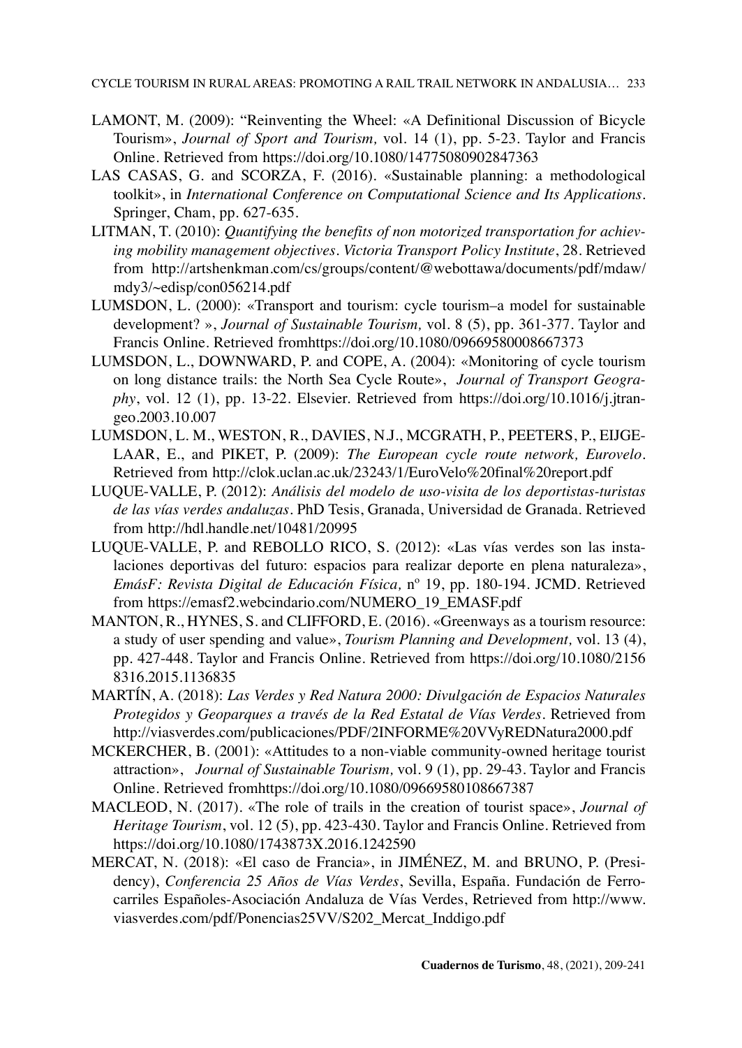LAMONT, M. (2009): "Reinventing the Wheel: «A Definitional Discussion of Bicycle Tourism», *Journal of Sport and Tourism,* vol. 14 (1), pp. 5-23. Taylor and Francis Online. Retrieved from https://doi.org/10.1080/14775080902847363

LAS CASAS, G. and SCORZA, F. (2016). «Sustainable planning: a methodological toolkit», in *International Conference on Computational Science and Its Applications*. Springer, Cham, pp. 627-635.

LITMAN, T. (2010): *Quantifying the benefits of non motorized transportation for achieving mobility management objectives. Victoria Transport Policy Institute*, 28. Retrieved from http://artshenkman.com/cs/groups/content/@webottawa/documents/pdf/mdaw/mdy3/~edisp/con056214.pdf

LUMSDON, L. (2000): «Transport and tourism: cycle tourism–a model for sustainable development? », *Journal of Sustainable Tourism,* vol. 8 (5), pp. 361-377. Taylor and Francis Online. Retrieved fromhttps://doi.org/10.1080/09669580008667373

LUMSDON, L., DOWNWARD, P. and COPE, A. (2004): «Monitoring of cycle tourism on long distance trails: the North Sea Cycle Route», *Journal of Transport Geography*, vol. 12 (1), pp. 13-22. Elsevier. Retrieved from https://doi.org/10.1016/j.jtrangeo.2003.10.007

LUMSDON, L. M., WESTON, R., DAVIES, N.J., MCGRATH, P., PEETERS, P., EIJGELAAR, E., and PIKET, P. (2009): *The European cycle route network, Eurovelo*. Retrieved from http://clok.uclan.ac.uk/23243/1/EuroVelo%20final%20report.pdf

LUQUE-VALLE, P. (2012): *Análisis del modelo de uso-visita de los deportistas-turistas de las vías verdes andaluzas*. PhD Tesis, Granada, Universidad de Granada. Retrieved from http://hdl.handle.net/10481/20995

LUQUE-VALLE, P. and REBOLLO RICO, S. (2012): «Las vías verdes son las instalaciones deportivas del futuro: espacios para realizar deporte en plena naturaleza», *EmásF: Revista Digital de Educación Física,* nº 19, pp. 180-194. JCMD. Retrieved from https://emasf2.webcindario.com/NUMERO_19_EMASF.pdf

MANTON, R., HYNES, S. and CLIFFORD, E. (2016). «Greenways as a tourism resource: a study of user spending and value», *Tourism Planning and Development,* vol. 13 (4), pp. 427-448. Taylor and Francis Online. Retrieved from https://doi.org/10.1080/21568316.2015.1136835

MARTÍN, A. (2018): *Las Verdes y Red Natura 2000: Divulgación de Espacios Naturales Protegidos y Geoparques a través de la Red Estatal de Vías Verdes*. Retrieved from http://viasverdes.com/publicaciones/PDF/2INFORME%20VVyREDNatura2000.pdf

MCKERCHER, B. (2001): «Attitudes to a non-viable community-owned heritage tourist attraction», *Journal of Sustainable Tourism,* vol. 9 (1), pp. 29-43. Taylor and Francis Online. Retrieved fromhttps://doi.org/10.1080/09669580108667387

MACLEOD, N. (2017). «The role of trails in the creation of tourist space», *Journal of Heritage Tourism*, vol. 12 (5), pp. 423-430. Taylor and Francis Online. Retrieved from https://doi.org/10.1080/1743873X.2016.1242590

MERCAT, N. (2018): «El caso de Francia», in JIMÉNEZ, M. and BRUNO, P. (Presidency), *Conferencia 25 Años de Vías Verdes*, Sevilla, España. Fundación de Ferrocarriles Españoles-Asociación Andaluza de Vías Verdes, Retrieved from http://www.viasverdes.com/pdf/Ponencias25VV/S202_Mercat_Inddigo.pdf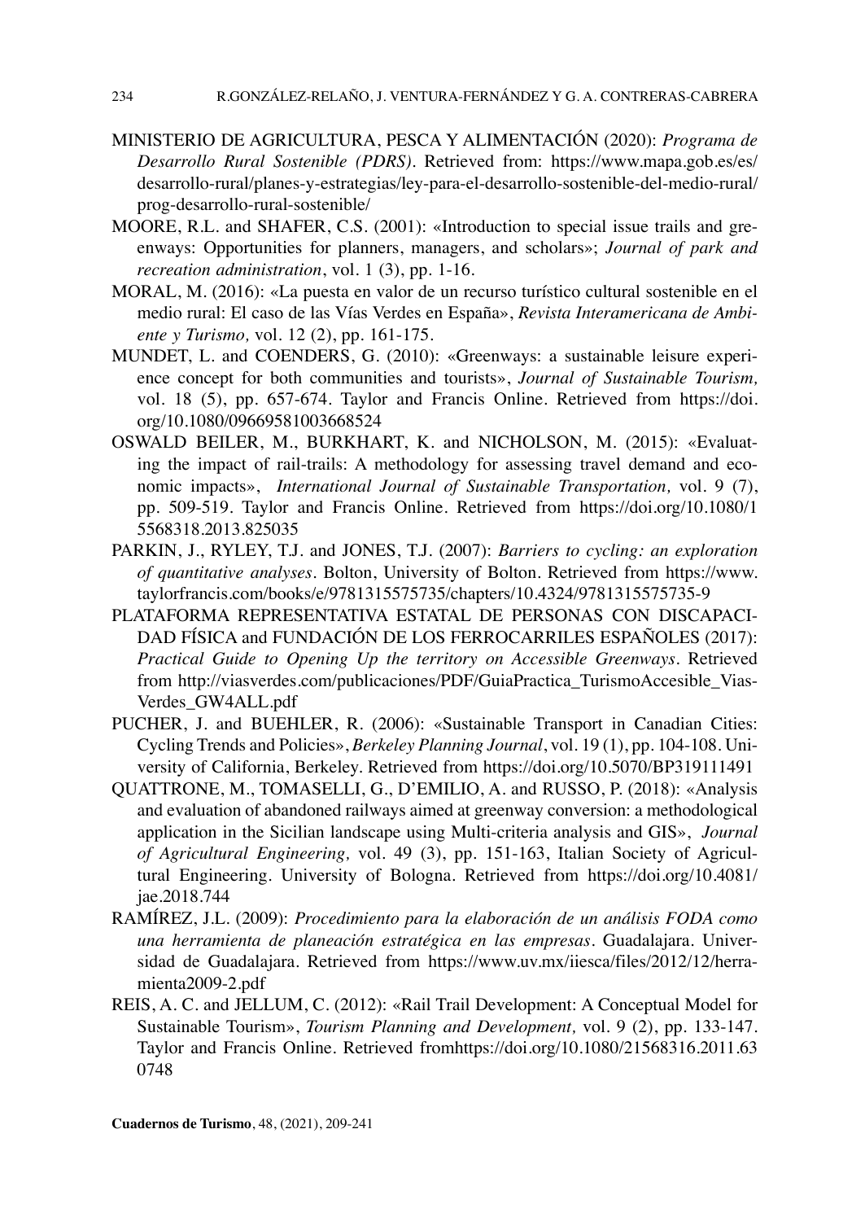MINISTERIO DE AGRICULTURA, PESCA Y ALIMENTACIÓN (2020): *Programa de Desarrollo Rural Sostenible (PDRS)*. Retrieved from: https://www.mapa.gob.es/es/desarrollo-rural/planes-y-estrategias/ley-para-el-desarrollo-sostenible-del-medio-rural/prog-desarrollo-rural-sostenible/

MOORE, R.L. and SHAFER, C.S. (2001): «Introduction to special issue trails and greenways: Opportunities for planners, managers, and scholars»; *Journal of park and recreation administration*, vol. 1 (3), pp. 1-16.

MORAL, M. (2016): «La puesta en valor de un recurso turístico cultural sostenible en el medio rural: El caso de las Vías Verdes en España», *Revista Interamericana de Ambiente y Turismo,* vol. 12 (2), pp. 161-175.

MUNDET, L. and COENDERS, G. (2010): «Greenways: a sustainable leisure experience concept for both communities and tourists», *Journal of Sustainable Tourism,* vol. 18 (5), pp. 657-674. Taylor and Francis Online. Retrieved from https://doi.org/10.1080/09669581003668524

OSWALD BEILER, M., BURKHART, K. and NICHOLSON, M. (2015): «Evaluating the impact of rail-trails: A methodology for assessing travel demand and economic impacts», *International Journal of Sustainable Transportation,* vol. 9 (7), pp. 509-519. Taylor and Francis Online. Retrieved from https://doi.org/10.1080/15568318.2013.825035

PARKIN, J., RYLEY, T.J. and JONES, T.J. (2007): *Barriers to cycling: an exploration of quantitative analyses*. Bolton, University of Bolton. Retrieved from https://www.taylorfrancis.com/books/e/9781315575735/chapters/10.4324/9781315575735-9

PLATAFORMA REPRESENTATIVA ESTATAL DE PERSONAS CON DISCAPACIDAD FÍSICA and FUNDACIÓN DE LOS FERROCARRILES ESPAÑOLES (2017): *Practical Guide to Opening Up the territory on Accessible Greenways*. Retrieved from http://viasverdes.com/publicaciones/PDF/GuiaPractica_TurismoAccesible_ViasVerdes_GW4ALL.pdf

PUCHER, J. and BUEHLER, R. (2006): «Sustainable Transport in Canadian Cities: Cycling Trends and Policies», *Berkeley Planning Journal*, vol. 19 (1), pp. 104-108. University of California, Berkeley. Retrieved from https://doi.org/10.5070/BP319111491

QUATTRONE, M., TOMASELLI, G., D'EMILIO, A. and RUSSO, P. (2018): «Analysis and evaluation of abandoned railways aimed at greenway conversion: a methodological application in the Sicilian landscape using Multi-criteria analysis and GIS», *Journal of Agricultural Engineering,* vol. 49 (3), pp. 151-163, Italian Society of Agricultural Engineering. University of Bologna. Retrieved from https://doi.org/10.4081/jae.2018.744

RAMÍREZ, J.L. (2009): *Procedimiento para la elaboración de un análisis FODA como una herramienta de planeación estratégica en las empresas*. Guadalajara. Universidad de Guadalajara. Retrieved from https://www.uv.mx/iiesca/files/2012/12/herramienta2009-2.pdf

REIS, A. C. and JELLUM, C. (2012): «Rail Trail Development: A Conceptual Model for Sustainable Tourism», *Tourism Planning and Development,* vol. 9 (2), pp. 133-147. Taylor and Francis Online. Retrieved fromhttps://doi.org/10.1080/21568316.2011.630748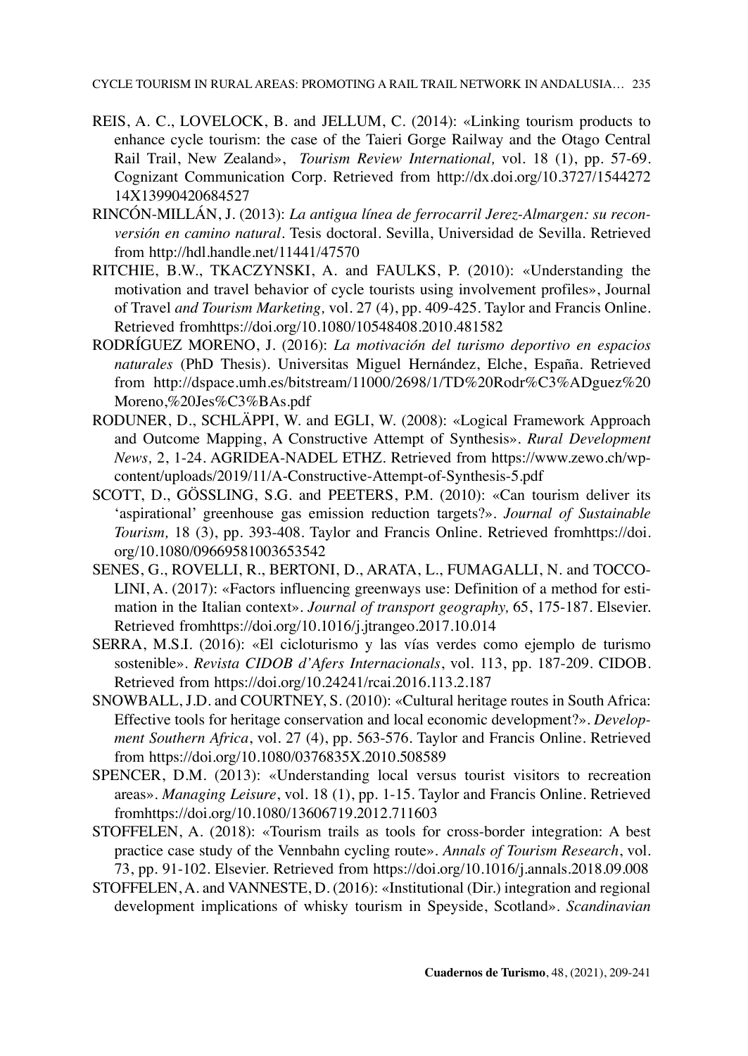REIS, A. C., LOVELOCK, B. and JELLUM, C. (2014): «Linking tourism products to enhance cycle tourism: the case of the Taieri Gorge Railway and the Otago Central Rail Trail, New Zealand», *Tourism Review International,* vol. 18 (1), pp. 57-69. Cognizant Communication Corp. Retrieved from http://dx.doi.org/10.3727/154427214X13990420684527

RINCÓN-MILLÁN, J. (2013): *La antigua línea de ferrocarril Jerez-Almargen: su reconversión en camino natural*. Tesis doctoral. Sevilla, Universidad de Sevilla. Retrieved from http://hdl.handle.net/11441/47570

RITCHIE, B.W., TKACZYNSKI, A. and FAULKS, P. (2010): «Understanding the motivation and travel behavior of cycle tourists using involvement profiles», Journal of Travel *and Tourism Marketing,* vol. 27 (4), pp. 409-425. Taylor and Francis Online. Retrieved fromhttps://doi.org/10.1080/10548408.2010.481582

RODRÍGUEZ MORENO, J. (2016): *La motivación del turismo deportivo en espacios naturales* (PhD Thesis). Universitas Miguel Hernández, Elche, España. Retrieved from http://dspace.umh.es/bitstream/11000/2698/1/TD%20Rodr%C3%ADguez%20Moreno,%20Jes%C3%BAs.pdf

RODUNER, D., SCHLÄPPI, W. and EGLI, W. (2008): «Logical Framework Approach and Outcome Mapping, A Constructive Attempt of Synthesis». *Rural Development News,* 2, 1-24. AGRIDEA-NADEL ETHZ. Retrieved from https://www.zewo.ch/wp-content/uploads/2019/11/A-Constructive-Attempt-of-Synthesis-5.pdf

SCOTT, D., GÖSSLING, S.G. and PEETERS, P.M. (2010): «Can tourism deliver its 'aspirational' greenhouse gas emission reduction targets?». *Journal of Sustainable Tourism,* 18 (3), pp. 393-408. Taylor and Francis Online. Retrieved fromhttps://doi.org/10.1080/09669581003653542

SENES, G., ROVELLI, R., BERTONI, D., ARATA, L., FUMAGALLI, N. and TOCCOLINI, A. (2017): «Factors influencing greenways use: Definition of a method for estimation in the Italian context». *Journal of transport geography,* 65, 175-187. Elsevier. Retrieved fromhttps://doi.org/10.1016/j.jtrangeo.2017.10.014

SERRA, M.S.I. (2016): «El cicloturismo y las vías verdes como ejemplo de turismo sostenible». *Revista CIDOB d'Afers Internacionals*, vol. 113, pp. 187-209. CIDOB. Retrieved from https://doi.org/10.24241/rcai.2016.113.2.187

SNOWBALL, J.D. and COURTNEY, S. (2010): «Cultural heritage routes in South Africa: Effective tools for heritage conservation and local economic development?». *Development Southern Africa*, vol. 27 (4), pp. 563-576. Taylor and Francis Online. Retrieved from https://doi.org/10.1080/0376835X.2010.508589

SPENCER, D.M. (2013): «Understanding local versus tourist visitors to recreation areas». *Managing Leisure*, vol. 18 (1), pp. 1-15. Taylor and Francis Online. Retrieved fromhttps://doi.org/10.1080/13606719.2012.711603

STOFFELEN, A. (2018): «Tourism trails as tools for cross-border integration: A best practice case study of the Vennbahn cycling route». *Annals of Tourism Research*, vol. 73, pp. 91-102. Elsevier. Retrieved from https://doi.org/10.1016/j.annals.2018.09.008

STOFFELEN, A. and VANNESTE, D. (2016): «Institutional (Dir.) integration and regional development implications of whisky tourism in Speyside, Scotland». *Scandinavian*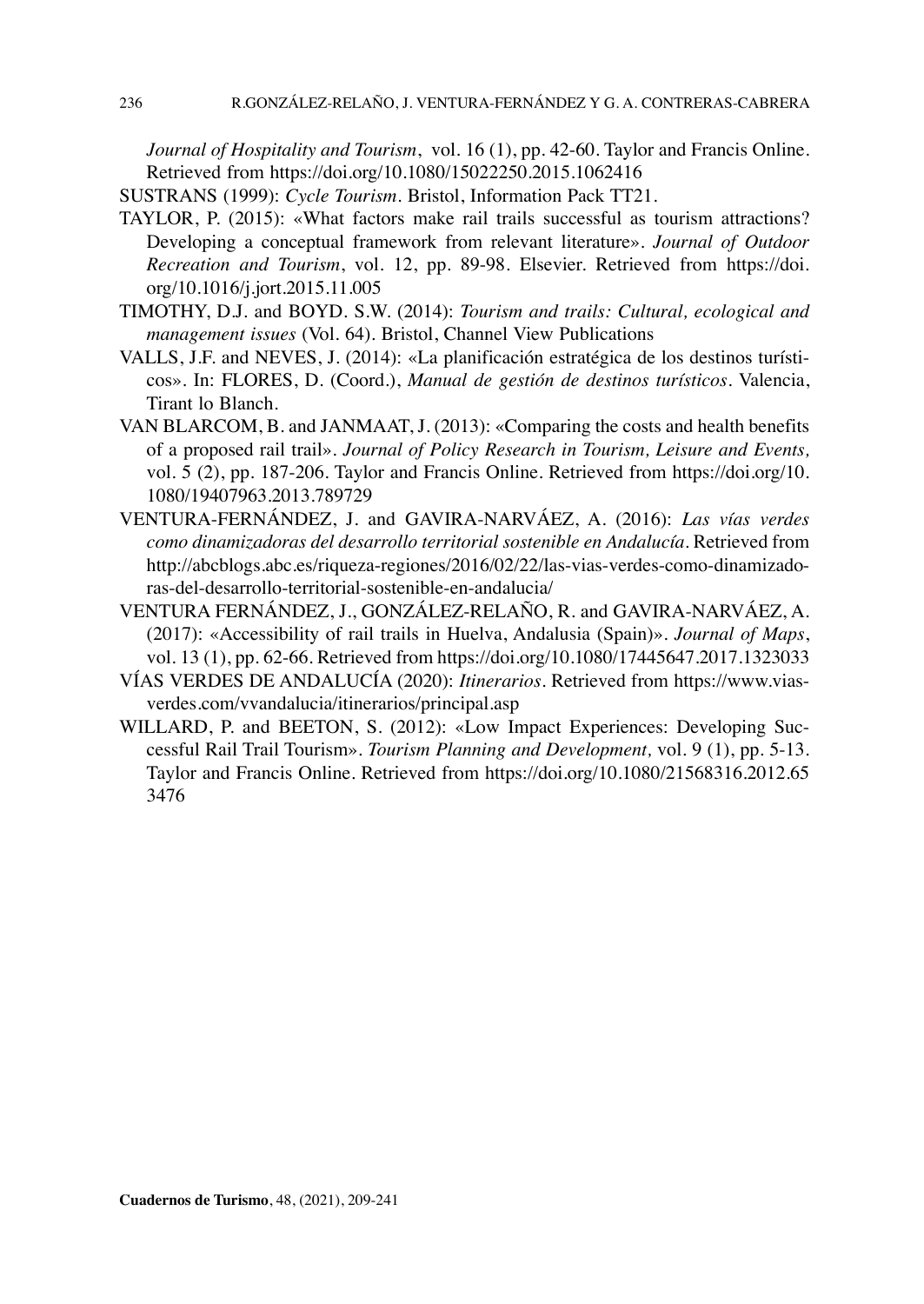*Journal of Hospitality and Tourism*, vol. 16 (1), pp. 42-60. Taylor and Francis Online. Retrieved from https://doi.org/10.1080/15022250.2015.1062416

SUSTRANS (1999): *Cycle Tourism*. Bristol, Information Pack TT21.

TAYLOR, P. (2015): «What factors make rail trails successful as tourism attractions? Developing a conceptual framework from relevant literature». *Journal of Outdoor Recreation and Tourism*, vol. 12, pp. 89-98. Elsevier. Retrieved from https://doi.org/10.1016/j.jort.2015.11.005

TIMOTHY, D.J. and BOYD. S.W. (2014): *Tourism and trails: Cultural, ecological and management issues* (Vol. 64). Bristol, Channel View Publications

VALLS, J.F. and NEVES, J. (2014): «La planificación estratégica de los destinos turísticos». In: FLORES, D. (Coord.), *Manual de gestión de destinos turísticos*. Valencia, Tirant lo Blanch.

VAN BLARCOM, B. and JANMAAT, J. (2013): «Comparing the costs and health benefits of a proposed rail trail». *Journal of Policy Research in Tourism, Leisure and Events,* vol. 5 (2), pp. 187-206. Taylor and Francis Online. Retrieved from https://doi.org/10.1080/19407963.2013.789729

VENTURA-FERNÁNDEZ, J. and GAVIRA-NARVÁEZ, A. (2016): *Las vías verdes como dinamizadoras del desarrollo territorial sostenible en Andalucía*. Retrieved from http://abcblogs.abc.es/riqueza-regiones/2016/02/22/las-vias-verdes-como-dinamizadoras-del-desarrollo-territorial-sostenible-en-andalucia/

VENTURA FERNÁNDEZ, J., GONZÁLEZ-RELAÑO, R. and GAVIRA-NARVÁEZ, A. (2017): «Accessibility of rail trails in Huelva, Andalusia (Spain)». *Journal of Maps*, vol. 13 (1), pp. 62-66. Retrieved from https://doi.org/10.1080/17445647.2017.1323033

VÍAS VERDES DE ANDALUCÍA (2020): *Itinerarios*. Retrieved from https://www.viasverdes.com/vvandalucia/itinerarios/principal.asp

WILLARD, P. and BEETON, S. (2012): «Low Impact Experiences: Developing Successful Rail Trail Tourism». *Tourism Planning and Development,* vol. 9 (1), pp. 5-13. Taylor and Francis Online. Retrieved from https://doi.org/10.1080/21568316.2012.653476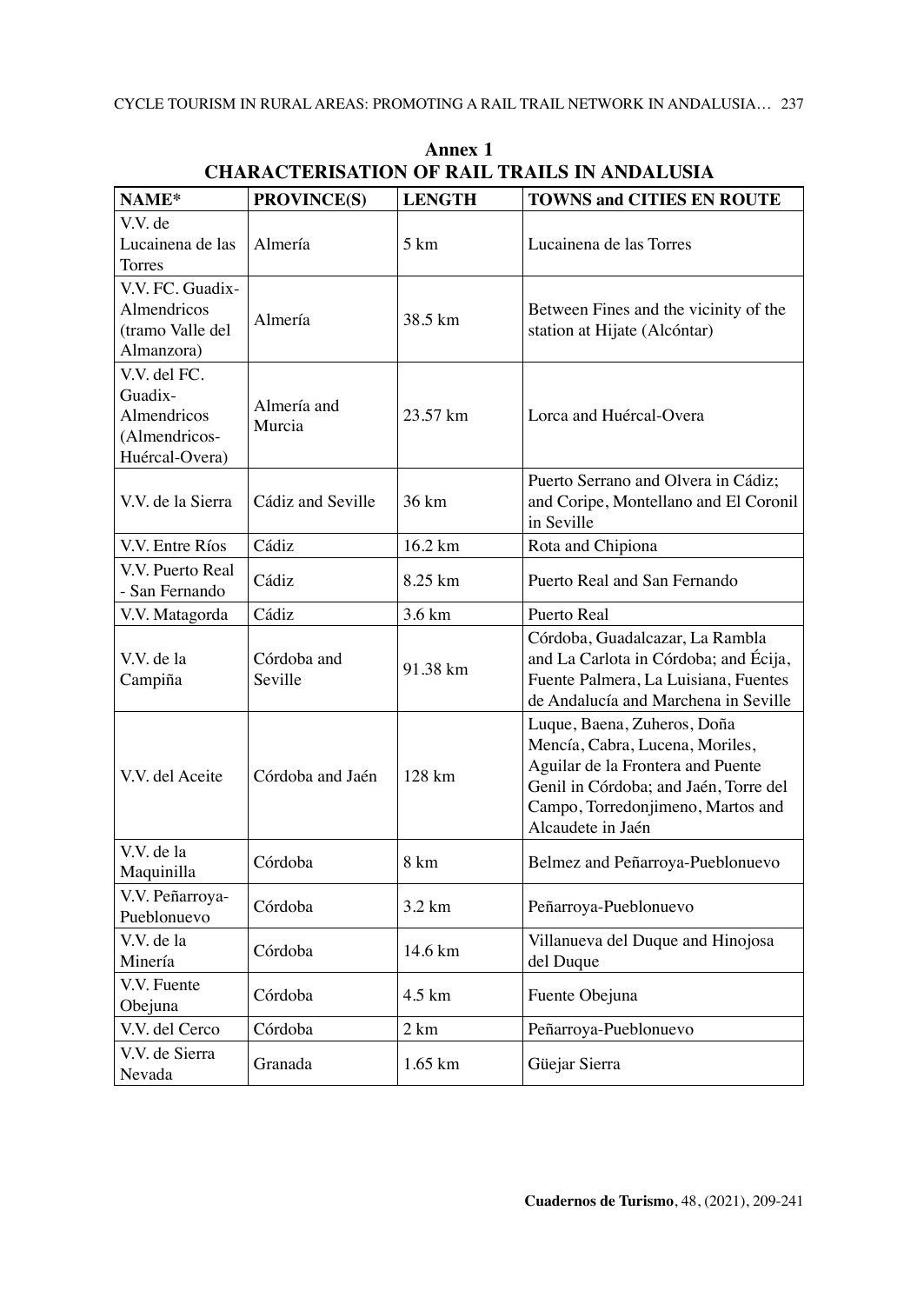# Annex 1

## CHARACTERISATION OF RAIL TRAILS IN ANDALUSIA

| NAME* | PROVINCE(S) | LENGTH | TOWNS and CITIES EN ROUTE |
|---|---|---|---|
| V.V. de Lucainena de las Torres | Almería | 5 km | Lucainena de las Torres |
| V.V. FC. Guadix-Almendricos (tramo Valle del Almanzora) | Almería | 38.5 km | Between Fines and the vicinity of the station at Hijate (Alcóntar) |
| V.V. del FC. Guadix-Almendricos (Almendricos-Huércal-Overa) | Almería and Murcia | 23.57 km | Lorca and Huércal-Overa |
| V.V. de la Sierra | Cádiz and Seville | 36 km | Puerto Serrano and Olvera in Cádiz; and Coripe, Montellano and El Coronil in Seville |
| V.V. Entre Ríos | Cádiz | 16.2 km | Rota and Chipiona |
| V.V. Puerto Real - San Fernando | Cádiz | 8.25 km | Puerto Real and San Fernando |
| V.V. Matagorda | Cádiz | 3.6 km | Puerto Real |
| V.V. de la Campiña | Córdoba and Seville | 91.38 km | Córdoba, Guadalcazar, La Rambla and La Carlota in Córdoba; and Écija, Fuente Palmera, La Luisiana, Fuentes de Andalucía and Marchena in Seville |
| V.V. del Aceite | Córdoba and Jaén | 128 km | Luque, Baena, Zuheros, Doña Mencía, Cabra, Lucena, Moriles, Aguilar de la Frontera and Puente Genil in Córdoba; and Jaén, Torre del Campo, Torredonjimeno, Martos and Alcaudete in Jaén |
| V.V. de la Maquinilla | Córdoba | 8 km | Belmez and Peñarroya-Pueblonuevo |
| V.V. Peñarroya-Pueblonuevo | Córdoba | 3.2 km | Peñarroya-Pueblonuevo |
| V.V. de la Minería | Córdoba | 14.6 km | Villanueva del Duque and Hinojosa del Duque |
| V.V. Fuente Obejuna | Córdoba | 4.5 km | Fuente Obejuna |
| V.V. del Cerco | Córdoba | 2 km | Peñarroya-Pueblonuevo |
| V.V. de Sierra Nevada | Granada | 1.65 km | Güejar Sierra |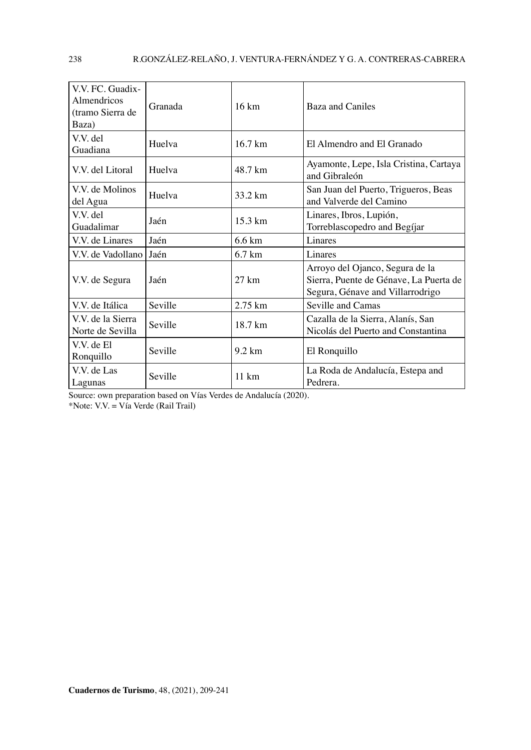| V.V. FC. Guadix-Almendricos (tramo Sierra de Baza) | Granada | 16 km | Baza and Caniles |
|---|---|---|---|
| V.V. del Guadiana | Huelva | 16.7 km | El Almendro and El Granado |
| V.V. del Litoral | Huelva | 48.7 km | Ayamonte, Lepe, Isla Cristina, Cartaya and Gibraleón |
| V.V. de Molinos del Agua | Huelva | 33.2 km | San Juan del Puerto, Trigueros, Beas and Valverde del Camino |
| V.V. del Guadalimar | Jaén | 15.3 km | Linares, Ibros, Lupión, Torreblascopedro and Begíjar |
| V.V. de Linares | Jaén | 6.6 km | Linares |
| V.V. de Vadollano | Jaén | 6.7 km | Linares |
| V.V. de Segura | Jaén | 27 km | Arroyo del Ojanco, Segura de la Sierra, Puente de Génave, La Puerta de Segura, Génave and Villarrodrigo |
| V.V. de Itálica | Seville | 2.75 km | Seville and Camas |
| V.V. de la Sierra Norte de Sevilla | Seville | 18.7 km | Cazalla de la Sierra, Alanís, San Nicolás del Puerto and Constantina |
| V.V. de El Ronquillo | Seville | 9.2 km | El Ronquillo |
| V.V. de Las Lagunas | Seville | 11 km | La Roda de Andalucía, Estepa and Pedrera. |

Source: own preparation based on Vías Verdes de Andalucía (2020).

*Note: V.V. = Vía Verde (Rail Trail)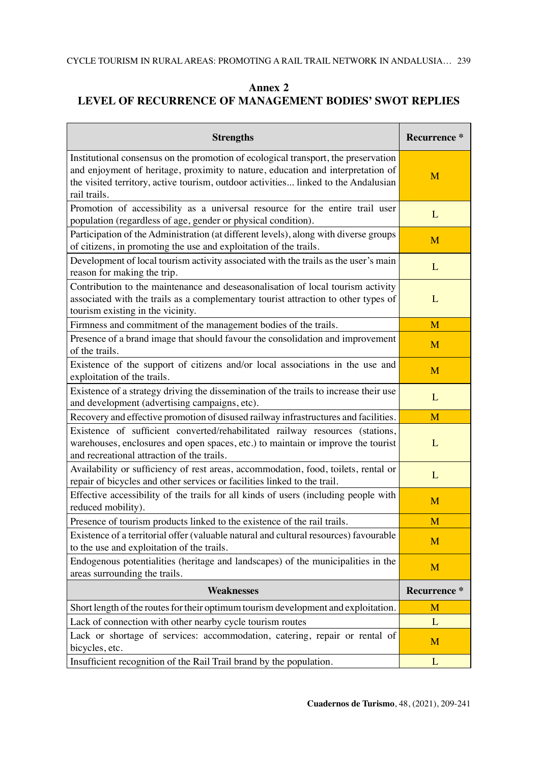## Annex 2
## LEVEL OF RECURRENCE OF MANAGEMENT BODIES' SWOT REPLIES

| Strengths | Recurrence * |
|---|---|
| Institutional consensus on the promotion of ecological transport, the preservation and enjoyment of heritage, proximity to nature, education and interpretation of the visited territory, active tourism, outdoor activities... linked to the Andalusian rail trails. | M |
| Promotion of accessibility as a universal resource for the entire trail user population (regardless of age, gender or physical condition). | L |
| Participation of the Administration (at different levels), along with diverse groups of citizens, in promoting the use and exploitation of the trails. | M |
| Development of local tourism activity associated with the trails as the user's main reason for making the trip. | L |
| Contribution to the maintenance and deseasonalisation of local tourism activity associated with the trails as a complementary tourist attraction to other types of tourism existing in the vicinity. | L |
| Firmness and commitment of the management bodies of the trails. | M |
| Presence of a brand image that should favour the consolidation and improvement of the trails. | M |
| Existence of the support of citizens and/or local associations in the use and exploitation of the trails. | M |
| Existence of a strategy driving the dissemination of the trails to increase their use and development (advertising campaigns, etc). | L |
| Recovery and effective promotion of disused railway infrastructures and facilities. | M |
| Existence of sufficient converted/rehabilitated railway resources (stations, warehouses, enclosures and open spaces, etc.) to maintain or improve the tourist and recreational attraction of the trails. | L |
| Availability or sufficiency of rest areas, accommodation, food, toilets, rental or repair of bicycles and other services or facilities linked to the trail. | L |
| Effective accessibility of the trails for all kinds of users (including people with reduced mobility). | M |
| Presence of tourism products linked to the existence of the rail trails. | M |
| Existence of a territorial offer (valuable natural and cultural resources) favourable to the use and exploitation of the trails. | M |
| Endogenous potentialities (heritage and landscapes) of the municipalities in the areas surrounding the trails. | M |
| **Weaknesses** | **Recurrence *** |
| Short length of the routes for their optimum tourism development and exploitation. | M |
| Lack of connection with other nearby cycle tourism routes | L |
| Lack or shortage of services: accommodation, catering, repair or rental of bicycles, etc. | M |
| Insufficient recognition of the Rail Trail brand by the population. | L |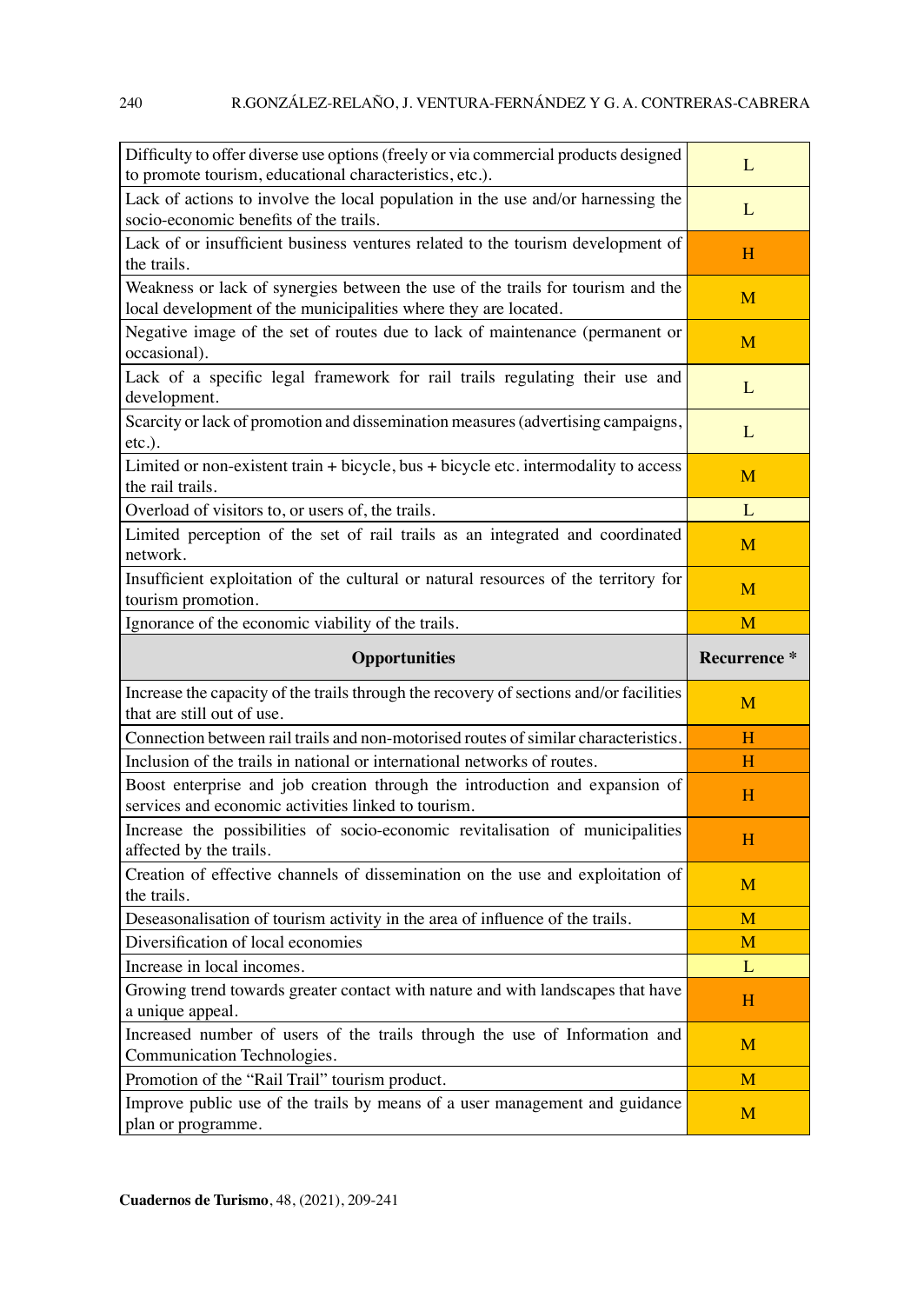| | |
|---|---|
| Difficulty to offer diverse use options (freely or via commercial products designed to promote tourism, educational characteristics, etc.). | L |
| Lack of actions to involve the local population in the use and/or harnessing the socio-economic benefits of the trails. | L |
| Lack of or insufficient business ventures related to the tourism development of the trails. | H |
| Weakness or lack of synergies between the use of the trails for tourism and the local development of the municipalities where they are located. | M |
| Negative image of the set of routes due to lack of maintenance (permanent or occasional). | M |
| Lack of a specific legal framework for rail trails regulating their use and development. | L |
| Scarcity or lack of promotion and dissemination measures (advertising campaigns, etc.). | L |
| Limited or non-existent train + bicycle, bus + bicycle etc. intermodality to access the rail trails. | M |
| Overload of visitors to, or users of, the trails. | L |
| Limited perception of the set of rail trails as an integrated and coordinated network. | M |
| Insufficient exploitation of the cultural or natural resources of the territory for tourism promotion. | M |
| Ignorance of the economic viability of the trails. | M |
| **Opportunities** | **Recurrence \*** |
| Increase the capacity of the trails through the recovery of sections and/or facilities that are still out of use. | M |
| Connection between rail trails and non-motorised routes of similar characteristics. | H |
| Inclusion of the trails in national or international networks of routes. | H |
| Boost enterprise and job creation through the introduction and expansion of services and economic activities linked to tourism. | H |
| Increase the possibilities of socio-economic revitalisation of municipalities affected by the trails. | H |
| Creation of effective channels of dissemination on the use and exploitation of the trails. | M |
| Deseasonalisation of tourism activity in the area of influence of the trails. | M |
| Diversification of local economies | M |
| Increase in local incomes. | L |
| Growing trend towards greater contact with nature and with landscapes that have a unique appeal. | H |
| Increased number of users of the trails through the use of Information and Communication Technologies. | M |
| Promotion of the "Rail Trail" tourism product. | M |
| Improve public use of the trails by means of a user management and guidance plan or programme. | M |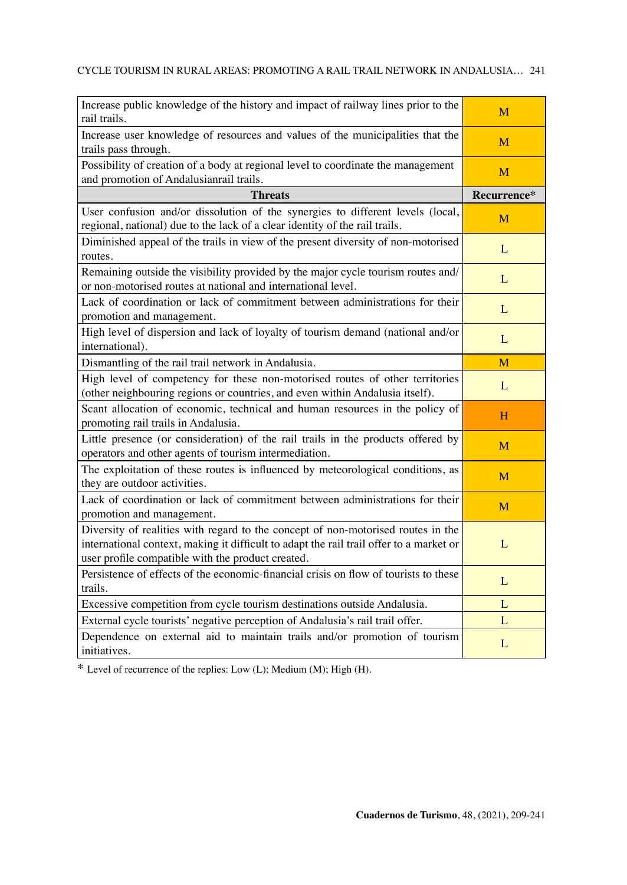| | |
|---|---|
| Increase public knowledge of the history and impact of railway lines prior to the rail trails. | M |
| Increase user knowledge of resources and values of the municipalities that the trails pass through. | M |
| Possibility of creation of a body at regional level to coordinate the management and promotion of Andalusianrail trails. | M |
| **Threats** | **Recurrence*** |
| User confusion and/or dissolution of the synergies to different levels (local, regional, national) due to the lack of a clear identity of the rail trails. | M |
| Diminished appeal of the trails in view of the present diversity of non-motorised routes. | L |
| Remaining outside the visibility provided by the major cycle tourism routes and/ or non-motorised routes at national and international level. | L |
| Lack of coordination or lack of commitment between administrations for their promotion and management. | L |
| High level of dispersion and lack of loyalty of tourism demand (national and/or international). | L |
| Dismantling of the rail trail network in Andalusia. | M |
| High level of competency for these non-motorised routes of other territories (other neighbouring regions or countries, and even within Andalusia itself). | L |
| Scant allocation of economic, technical and human resources in the policy of promoting rail trails in Andalusia. | H |
| Little presence (or consideration) of the rail trails in the products offered by operators and other agents of tourism intermediation. | M |
| The exploitation of these routes is influenced by meteorological conditions, as they are outdoor activities. | M |
| Lack of coordination or lack of commitment between administrations for their promotion and management. | M |
| Diversity of realities with regard to the concept of non-motorised routes in the international context, making it difficult to adapt the rail trail offer to a market or user profile compatible with the product created. | L |
| Persistence of effects of the economic-financial crisis on flow of tourists to these trails. | L |
| Excessive competition from cycle tourism destinations outside Andalusia. | L |
| External cycle tourists' negative perception of Andalusia's rail trail offer. | L |
| Dependence on external aid to maintain trails and/or promotion of tourism initiatives. | L |

* Level of recurrence of the replies: Low (L); Medium (M); High (H).